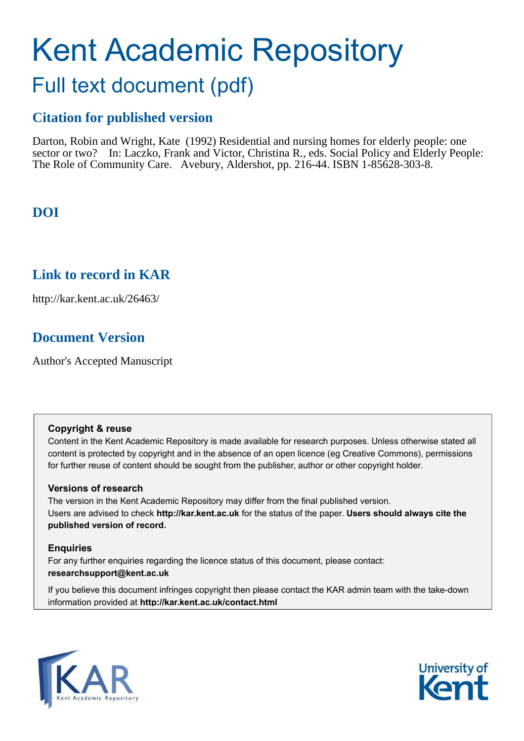# Kent Academic Repository

## Full text document (pdf)

### Citation for published version

Darton, Robin and Wright, Kate (1992) Residential and nursing homes for elderly people: one sector or two? In: Laczko, Frank and Victor, Christina R., eds. Social Policy and Elderly People: The Role of Community Care. Avebury, Aldershot, pp. 216-44. ISBN 1-85628-303-8.

### DOI

### Link to record in KAR

http://kar.kent.ac.uk/26463/

### Document Version

Author's Accepted Manuscript

**Copyright & reuse**

Content in the Kent Academic Repository is made available for research purposes. Unless otherwise stated all content is protected by copyright and in the absence of an open licence (eg Creative Commons), permissions for further reuse of content should be sought from the publisher, author or other copyright holder.

**Versions of research**

The version in the Kent Academic Repository may differ from the final published version. Users are advised to check **http://kar.kent.ac.uk** for the status of the paper. **Users should always cite the published version of record.**

**Enquiries**

For any further enquiries regarding the licence status of this document, please contact: **researchsupport@kent.ac.uk**

If you believe this document infringes copyright then please contact the KAR admin team with the take-down information provided at **http://kar.kent.ac.uk/contact.html**

KAR Kent Academic Repository

University of Kent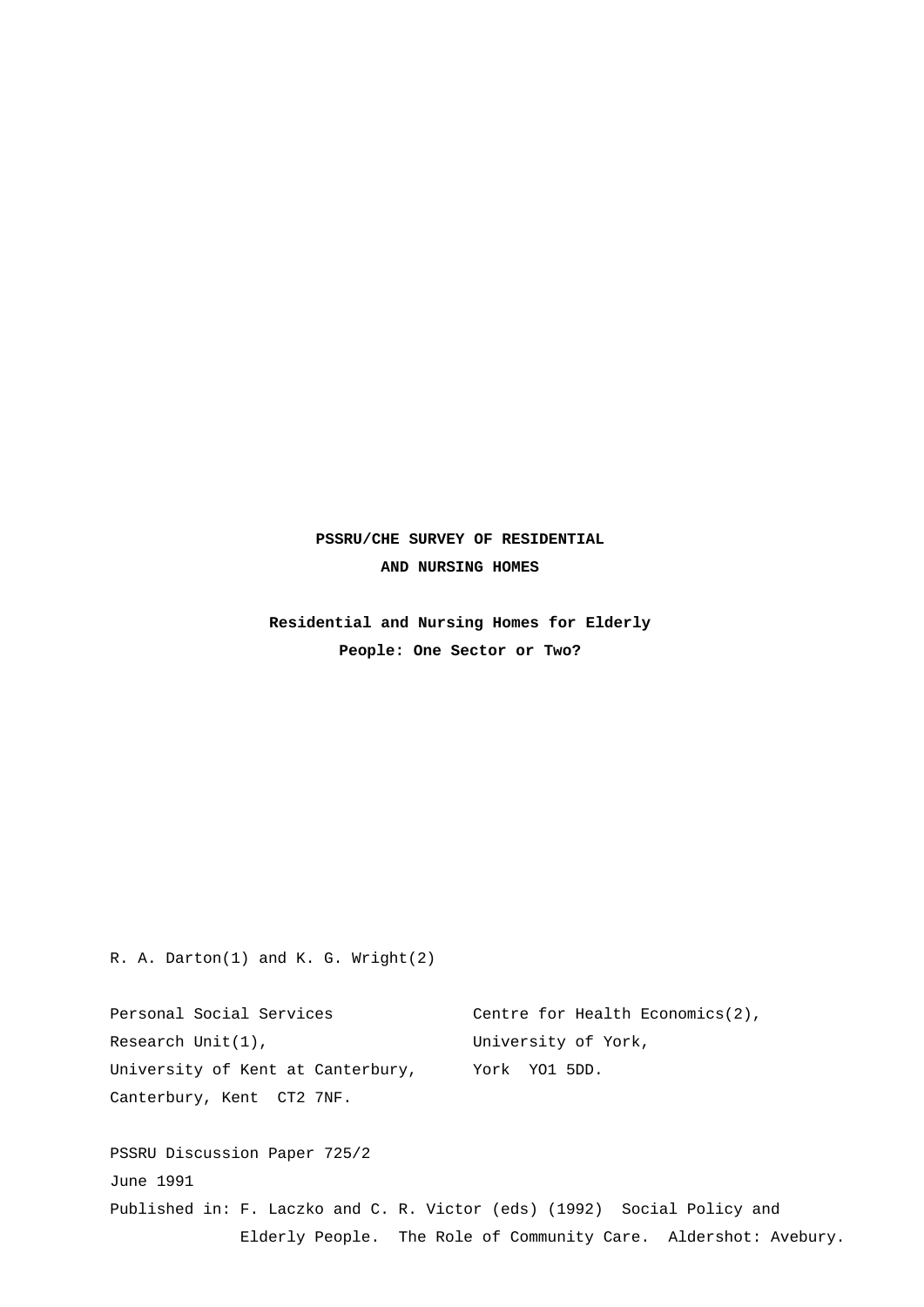**PSSRU/CHE SURVEY OF RESIDENTIAL AND NURSING HOMES**

**Residential and Nursing Homes for Elderly People: One Sector or Two?**

R. A. Darton(1) and K. G. Wright(2)

Personal Social Services Research Unit(1),
University of Kent at Canterbury,
Canterbury, Kent CT2 7NF.

Centre for Health Economics(2),
University of York,
York YO1 5DD.

PSSRU Discussion Paper 725/2
June 1991
Published in: F. Laczko and C. R. Victor (eds) (1992) Social Policy and Elderly People. The Role of Community Care. Aldershot: Avebury.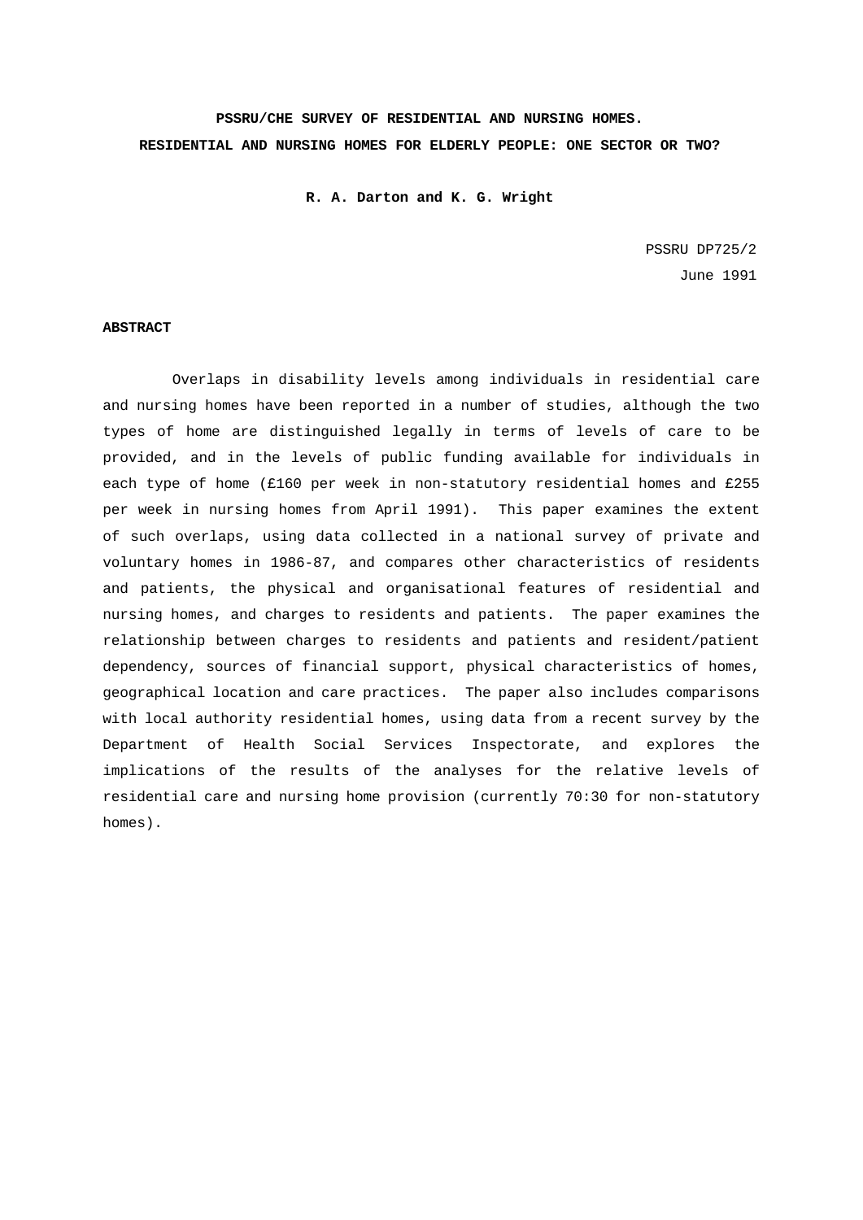**PSSRU/CHE SURVEY OF RESIDENTIAL AND NURSING HOMES.**

**RESIDENTIAL AND NURSING HOMES FOR ELDERLY PEOPLE: ONE SECTOR OR TWO?**

**R. A. Darton and K. G. Wright**

PSSRU DP725/2

June 1991

**ABSTRACT**

Overlaps in disability levels among individuals in residential care and nursing homes have been reported in a number of studies, although the two types of home are distinguished legally in terms of levels of care to be provided, and in the levels of public funding available for individuals in each type of home (£160 per week in non-statutory residential homes and £255 per week in nursing homes from April 1991). This paper examines the extent of such overlaps, using data collected in a national survey of private and voluntary homes in 1986-87, and compares other characteristics of residents and patients, the physical and organisational features of residential and nursing homes, and charges to residents and patients. The paper examines the relationship between charges to residents and patients and resident/patient dependency, sources of financial support, physical characteristics of homes, geographical location and care practices. The paper also includes comparisons with local authority residential homes, using data from a recent survey by the Department of Health Social Services Inspectorate, and explores the implications of the results of the analyses for the relative levels of residential care and nursing home provision (currently 70:30 for non-statutory homes).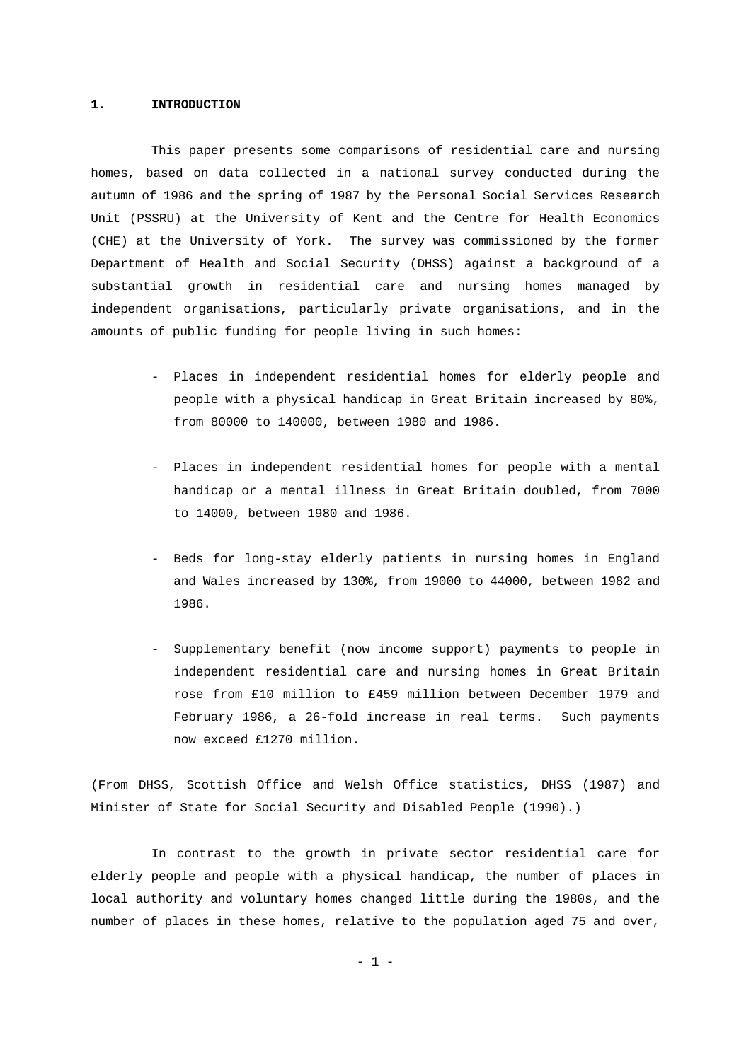## 1. INTRODUCTION

This paper presents some comparisons of residential care and nursing homes, based on data collected in a national survey conducted during the autumn of 1986 and the spring of 1987 by the Personal Social Services Research Unit (PSSRU) at the University of Kent and the Centre for Health Economics (CHE) at the University of York. The survey was commissioned by the former Department of Health and Social Security (DHSS) against a background of a substantial growth in residential care and nursing homes managed by independent organisations, particularly private organisations, and in the amounts of public funding for people living in such homes:

- Places in independent residential homes for elderly people and people with a physical handicap in Great Britain increased by 80%, from 80000 to 140000, between 1980 and 1986.
- Places in independent residential homes for people with a mental handicap or a mental illness in Great Britain doubled, from 7000 to 14000, between 1980 and 1986.
- Beds for long-stay elderly patients in nursing homes in England and Wales increased by 130%, from 19000 to 44000, between 1982 and 1986.
- Supplementary benefit (now income support) payments to people in independent residential care and nursing homes in Great Britain rose from £10 million to £459 million between December 1979 and February 1986, a 26-fold increase in real terms. Such payments now exceed £1270 million.

(From DHSS, Scottish Office and Welsh Office statistics, DHSS (1987) and Minister of State for Social Security and Disabled People (1990).)

In contrast to the growth in private sector residential care for elderly people and people with a physical handicap, the number of places in local authority and voluntary homes changed little during the 1980s, and the number of places in these homes, relative to the population aged 75 and over,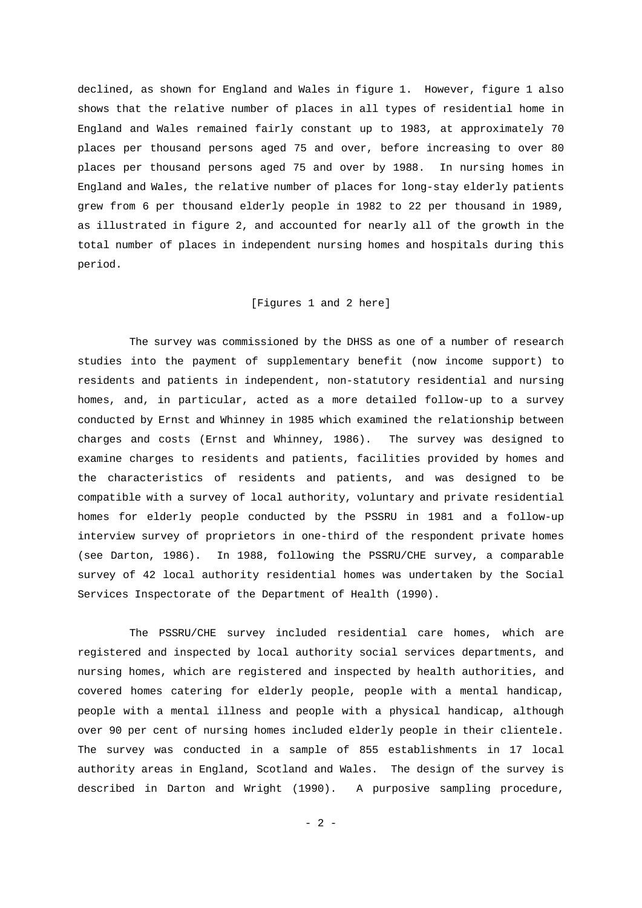declined, as shown for England and Wales in figure 1. However, figure 1 also shows that the relative number of places in all types of residential home in England and Wales remained fairly constant up to 1983, at approximately 70 places per thousand persons aged 75 and over, before increasing to over 80 places per thousand persons aged 75 and over by 1988. In nursing homes in England and Wales, the relative number of places for long-stay elderly patients grew from 6 per thousand elderly people in 1982 to 22 per thousand in 1989, as illustrated in figure 2, and accounted for nearly all of the growth in the total number of places in independent nursing homes and hospitals during this period.

[Figures 1 and 2 here]

The survey was commissioned by the DHSS as one of a number of research studies into the payment of supplementary benefit (now income support) to residents and patients in independent, non-statutory residential and nursing homes, and, in particular, acted as a more detailed follow-up to a survey conducted by Ernst and Whinney in 1985 which examined the relationship between charges and costs (Ernst and Whinney, 1986). The survey was designed to examine charges to residents and patients, facilities provided by homes and the characteristics of residents and patients, and was designed to be compatible with a survey of local authority, voluntary and private residential homes for elderly people conducted by the PSSRU in 1981 and a follow-up interview survey of proprietors in one-third of the respondent private homes (see Darton, 1986). In 1988, following the PSSRU/CHE survey, a comparable survey of 42 local authority residential homes was undertaken by the Social Services Inspectorate of the Department of Health (1990).

The PSSRU/CHE survey included residential care homes, which are registered and inspected by local authority social services departments, and nursing homes, which are registered and inspected by health authorities, and covered homes catering for elderly people, people with a mental handicap, people with a mental illness and people with a physical handicap, although over 90 per cent of nursing homes included elderly people in their clientele. The survey was conducted in a sample of 855 establishments in 17 local authority areas in England, Scotland and Wales. The design of the survey is described in Darton and Wright (1990). A purposive sampling procedure,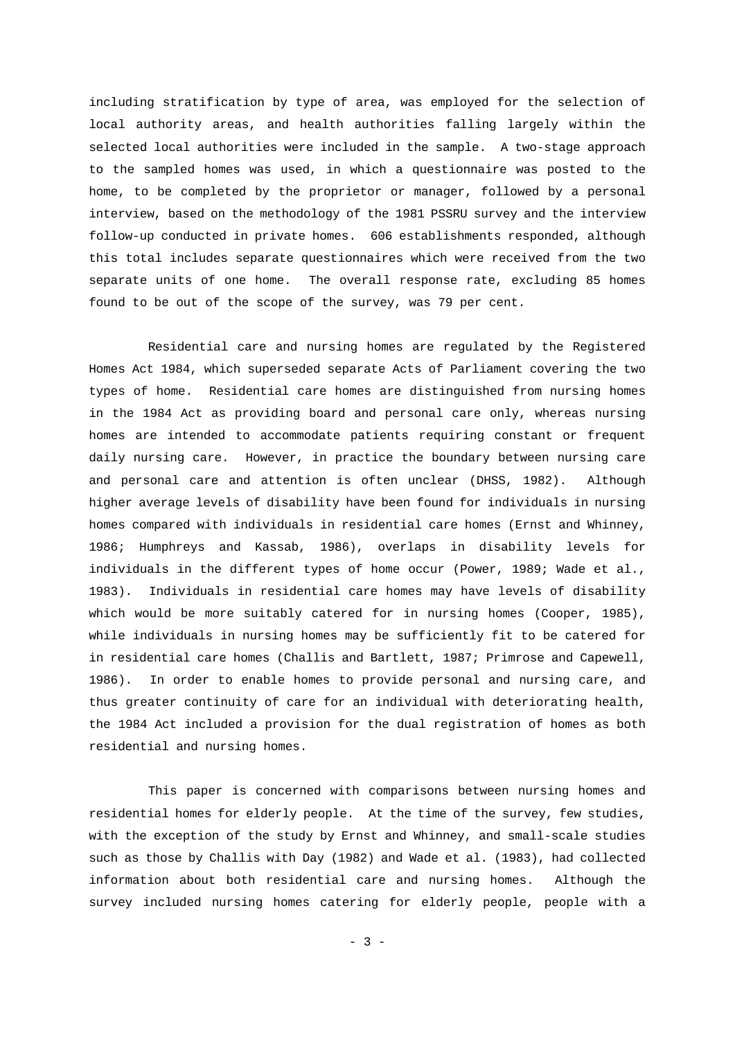including stratification by type of area, was employed for the selection of local authority areas, and health authorities falling largely within the selected local authorities were included in the sample. A two-stage approach to the sampled homes was used, in which a questionnaire was posted to the home, to be completed by the proprietor or manager, followed by a personal interview, based on the methodology of the 1981 PSSRU survey and the interview follow-up conducted in private homes. 606 establishments responded, although this total includes separate questionnaires which were received from the two separate units of one home. The overall response rate, excluding 85 homes found to be out of the scope of the survey, was 79 per cent.

Residential care and nursing homes are regulated by the Registered Homes Act 1984, which superseded separate Acts of Parliament covering the two types of home. Residential care homes are distinguished from nursing homes in the 1984 Act as providing board and personal care only, whereas nursing homes are intended to accommodate patients requiring constant or frequent daily nursing care. However, in practice the boundary between nursing care and personal care and attention is often unclear (DHSS, 1982). Although higher average levels of disability have been found for individuals in nursing homes compared with individuals in residential care homes (Ernst and Whinney, 1986; Humphreys and Kassab, 1986), overlaps in disability levels for individuals in the different types of home occur (Power, 1989; Wade et al., 1983). Individuals in residential care homes may have levels of disability which would be more suitably catered for in nursing homes (Cooper, 1985), while individuals in nursing homes may be sufficiently fit to be catered for in residential care homes (Challis and Bartlett, 1987; Primrose and Capewell, 1986). In order to enable homes to provide personal and nursing care, and thus greater continuity of care for an individual with deteriorating health, the 1984 Act included a provision for the dual registration of homes as both residential and nursing homes.

This paper is concerned with comparisons between nursing homes and residential homes for elderly people. At the time of the survey, few studies, with the exception of the study by Ernst and Whinney, and small-scale studies such as those by Challis with Day (1982) and Wade et al. (1983), had collected information about both residential care and nursing homes. Although the survey included nursing homes catering for elderly people, people with a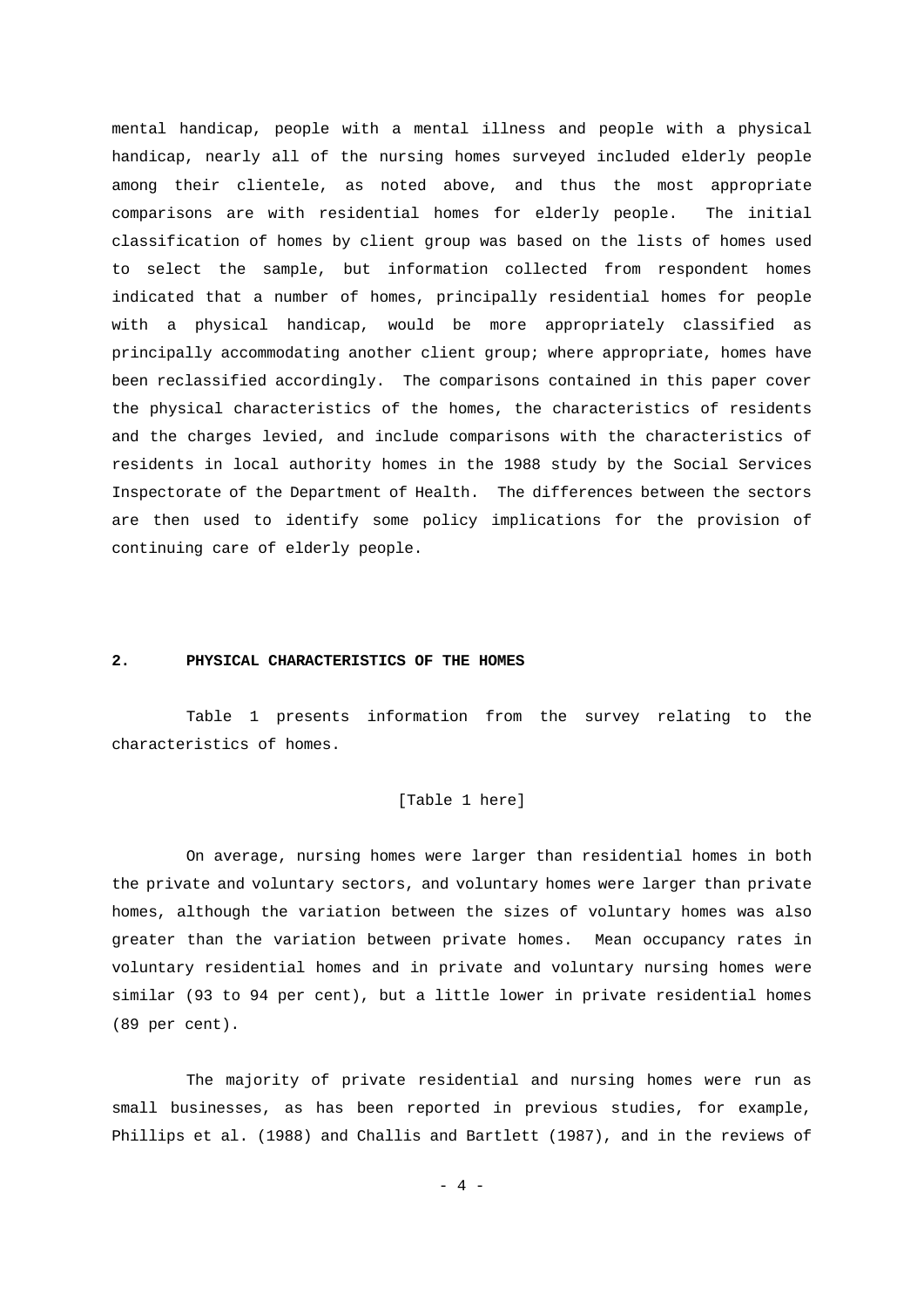mental handicap, people with a mental illness and people with a physical handicap, nearly all of the nursing homes surveyed included elderly people among their clientele, as noted above, and thus the most appropriate comparisons are with residential homes for elderly people. The initial classification of homes by client group was based on the lists of homes used to select the sample, but information collected from respondent homes indicated that a number of homes, principally residential homes for people with a physical handicap, would be more appropriately classified as principally accommodating another client group; where appropriate, homes have been reclassified accordingly. The comparisons contained in this paper cover the physical characteristics of the homes, the characteristics of residents and the charges levied, and include comparisons with the characteristics of residents in local authority homes in the 1988 study by the Social Services Inspectorate of the Department of Health. The differences between the sectors are then used to identify some policy implications for the provision of continuing care of elderly people.

## 2. PHYSICAL CHARACTERISTICS OF THE HOMES

Table 1 presents information from the survey relating to the characteristics of homes.

[Table 1 here]

On average, nursing homes were larger than residential homes in both the private and voluntary sectors, and voluntary homes were larger than private homes, although the variation between the sizes of voluntary homes was also greater than the variation between private homes. Mean occupancy rates in voluntary residential homes and in private and voluntary nursing homes were similar (93 to 94 per cent), but a little lower in private residential homes (89 per cent).

The majority of private residential and nursing homes were run as small businesses, as has been reported in previous studies, for example, Phillips et al. (1988) and Challis and Bartlett (1987), and in the reviews of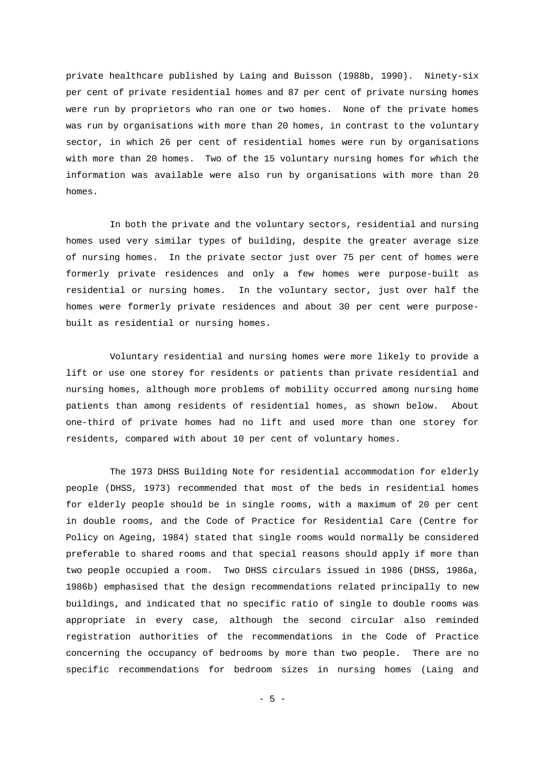private healthcare published by Laing and Buisson (1988b, 1990). Ninety-six per cent of private residential homes and 87 per cent of private nursing homes were run by proprietors who ran one or two homes. None of the private homes was run by organisations with more than 20 homes, in contrast to the voluntary sector, in which 26 per cent of residential homes were run by organisations with more than 20 homes. Two of the 15 voluntary nursing homes for which the information was available were also run by organisations with more than 20 homes.

In both the private and the voluntary sectors, residential and nursing homes used very similar types of building, despite the greater average size of nursing homes. In the private sector just over 75 per cent of homes were formerly private residences and only a few homes were purpose-built as residential or nursing homes. In the voluntary sector, just over half the homes were formerly private residences and about 30 per cent were purpose-built as residential or nursing homes.

Voluntary residential and nursing homes were more likely to provide a lift or use one storey for residents or patients than private residential and nursing homes, although more problems of mobility occurred among nursing home patients than among residents of residential homes, as shown below. About one-third of private homes had no lift and used more than one storey for residents, compared with about 10 per cent of voluntary homes.

The 1973 DHSS Building Note for residential accommodation for elderly people (DHSS, 1973) recommended that most of the beds in residential homes for elderly people should be in single rooms, with a maximum of 20 per cent in double rooms, and the Code of Practice for Residential Care (Centre for Policy on Ageing, 1984) stated that single rooms would normally be considered preferable to shared rooms and that special reasons should apply if more than two people occupied a room. Two DHSS circulars issued in 1986 (DHSS, 1986a, 1986b) emphasised that the design recommendations related principally to new buildings, and indicated that no specific ratio of single to double rooms was appropriate in every case, although the second circular also reminded registration authorities of the recommendations in the Code of Practice concerning the occupancy of bedrooms by more than two people. There are no specific recommendations for bedroom sizes in nursing homes (Laing and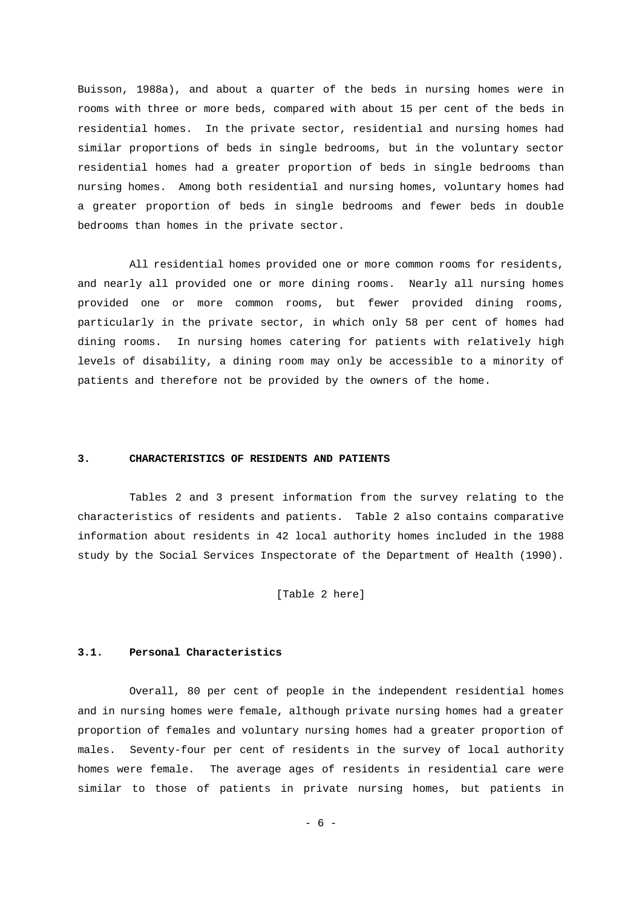Buisson, 1988a), and about a quarter of the beds in nursing homes were in rooms with three or more beds, compared with about 15 per cent of the beds in residential homes. In the private sector, residential and nursing homes had similar proportions of beds in single bedrooms, but in the voluntary sector residential homes had a greater proportion of beds in single bedrooms than nursing homes. Among both residential and nursing homes, voluntary homes had a greater proportion of beds in single bedrooms and fewer beds in double bedrooms than homes in the private sector.

All residential homes provided one or more common rooms for residents, and nearly all provided one or more dining rooms. Nearly all nursing homes provided one or more common rooms, but fewer provided dining rooms, particularly in the private sector, in which only 58 per cent of homes had dining rooms. In nursing homes catering for patients with relatively high levels of disability, a dining room may only be accessible to a minority of patients and therefore not be provided by the owners of the home.

## 3. CHARACTERISTICS OF RESIDENTS AND PATIENTS

Tables 2 and 3 present information from the survey relating to the characteristics of residents and patients. Table 2 also contains comparative information about residents in 42 local authority homes included in the 1988 study by the Social Services Inspectorate of the Department of Health (1990).

[Table 2 here]

### 3.1. Personal Characteristics

Overall, 80 per cent of people in the independent residential homes and in nursing homes were female, although private nursing homes had a greater proportion of females and voluntary nursing homes had a greater proportion of males. Seventy-four per cent of residents in the survey of local authority homes were female. The average ages of residents in residential care were similar to those of patients in private nursing homes, but patients in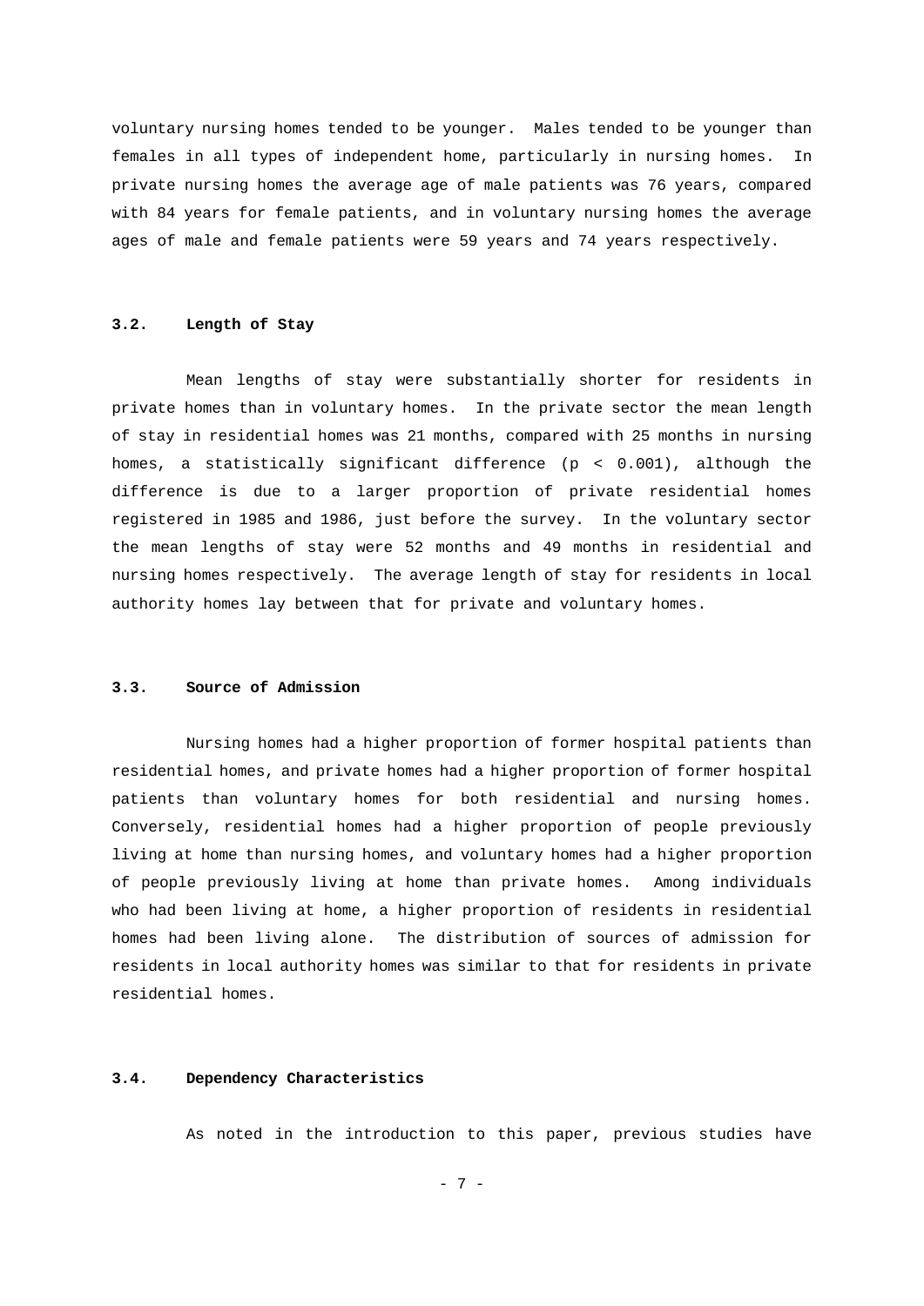voluntary nursing homes tended to be younger. Males tended to be younger than females in all types of independent home, particularly in nursing homes. In private nursing homes the average age of male patients was 76 years, compared with 84 years for female patients, and in voluntary nursing homes the average ages of male and female patients were 59 years and 74 years respectively.

### 3.2. Length of Stay

Mean lengths of stay were substantially shorter for residents in private homes than in voluntary homes. In the private sector the mean length of stay in residential homes was 21 months, compared with 25 months in nursing homes, a statistically significant difference ($p < 0.001$), although the difference is due to a larger proportion of private residential homes registered in 1985 and 1986, just before the survey. In the voluntary sector the mean lengths of stay were 52 months and 49 months in residential and nursing homes respectively. The average length of stay for residents in local authority homes lay between that for private and voluntary homes.

### 3.3. Source of Admission

Nursing homes had a higher proportion of former hospital patients than residential homes, and private homes had a higher proportion of former hospital patients than voluntary homes for both residential and nursing homes. Conversely, residential homes had a higher proportion of people previously living at home than nursing homes, and voluntary homes had a higher proportion of people previously living at home than private homes. Among individuals who had been living at home, a higher proportion of residents in residential homes had been living alone. The distribution of sources of admission for residents in local authority homes was similar to that for residents in private residential homes.

### 3.4. Dependency Characteristics

As noted in the introduction to this paper, previous studies have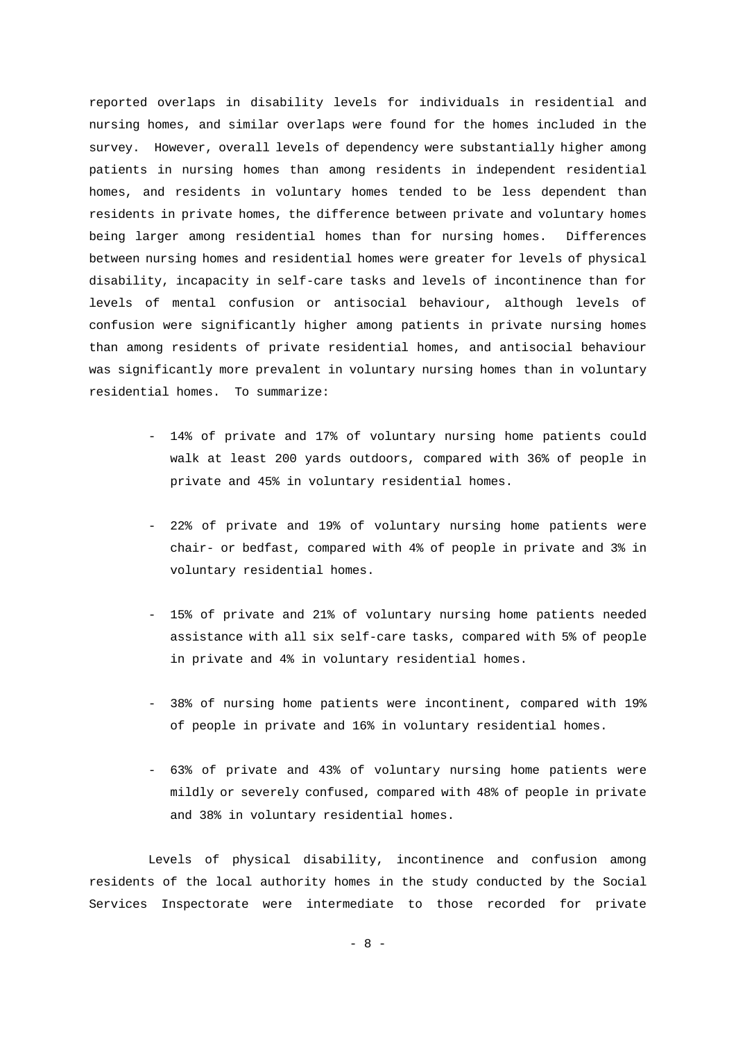reported overlaps in disability levels for individuals in residential and nursing homes, and similar overlaps were found for the homes included in the survey. However, overall levels of dependency were substantially higher among patients in nursing homes than among residents in independent residential homes, and residents in voluntary homes tended to be less dependent than residents in private homes, the difference between private and voluntary homes being larger among residential homes than for nursing homes. Differences between nursing homes and residential homes were greater for levels of physical disability, incapacity in self-care tasks and levels of incontinence than for levels of mental confusion or antisocial behaviour, although levels of confusion were significantly higher among patients in private nursing homes than among residents of private residential homes, and antisocial behaviour was significantly more prevalent in voluntary nursing homes than in voluntary residential homes. To summarize:

- 14% of private and 17% of voluntary nursing home patients could walk at least 200 yards outdoors, compared with 36% of people in private and 45% in voluntary residential homes.

- 22% of private and 19% of voluntary nursing home patients were chair- or bedfast, compared with 4% of people in private and 3% in voluntary residential homes.

- 15% of private and 21% of voluntary nursing home patients needed assistance with all six self-care tasks, compared with 5% of people in private and 4% in voluntary residential homes.

- 38% of nursing home patients were incontinent, compared with 19% of people in private and 16% in voluntary residential homes.

- 63% of private and 43% of voluntary nursing home patients were mildly or severely confused, compared with 48% of people in private and 38% in voluntary residential homes.

Levels of physical disability, incontinence and confusion among residents of the local authority homes in the study conducted by the Social Services Inspectorate were intermediate to those recorded for private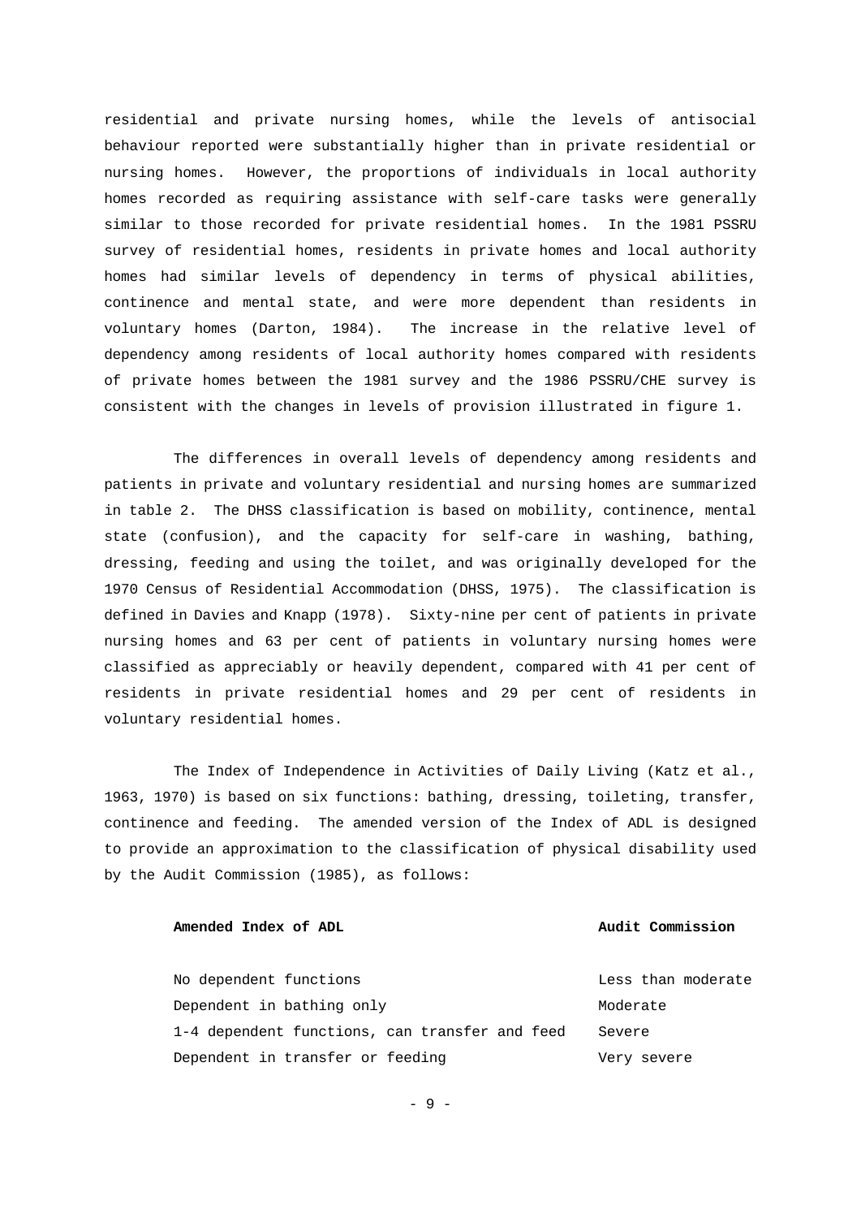residential and private nursing homes, while the levels of antisocial behaviour reported were substantially higher than in private residential or nursing homes. However, the proportions of individuals in local authority homes recorded as requiring assistance with self-care tasks were generally similar to those recorded for private residential homes. In the 1981 PSSRU survey of residential homes, residents in private homes and local authority homes had similar levels of dependency in terms of physical abilities, continence and mental state, and were more dependent than residents in voluntary homes (Darton, 1984). The increase in the relative level of dependency among residents of local authority homes compared with residents of private homes between the 1981 survey and the 1986 PSSRU/CHE survey is consistent with the changes in levels of provision illustrated in figure 1.

The differences in overall levels of dependency among residents and patients in private and voluntary residential and nursing homes are summarized in table 2. The DHSS classification is based on mobility, continence, mental state (confusion), and the capacity for self-care in washing, bathing, dressing, feeding and using the toilet, and was originally developed for the 1970 Census of Residential Accommodation (DHSS, 1975). The classification is defined in Davies and Knapp (1978). Sixty-nine per cent of patients in private nursing homes and 63 per cent of patients in voluntary nursing homes were classified as appreciably or heavily dependent, compared with 41 per cent of residents in private residential homes and 29 per cent of residents in voluntary residential homes.

The Index of Independence in Activities of Daily Living (Katz et al., 1963, 1970) is based on six functions: bathing, dressing, toileting, transfer, continence and feeding. The amended version of the Index of ADL is designed to provide an approximation to the classification of physical disability used by the Audit Commission (1985), as follows:

| **Amended Index of ADL** | **Audit Commission** |
|---|---|
| No dependent functions | Less than moderate |
| Dependent in bathing only | Moderate |
| 1-4 dependent functions, can transfer and feed | Severe |
| Dependent in transfer or feeding | Very severe |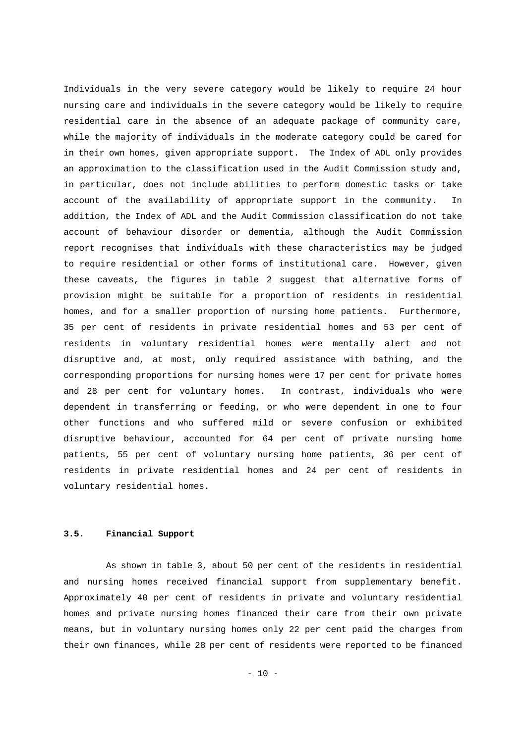Individuals in the very severe category would be likely to require 24 hour nursing care and individuals in the severe category would be likely to require residential care in the absence of an adequate package of community care, while the majority of individuals in the moderate category could be cared for in their own homes, given appropriate support. The Index of ADL only provides an approximation to the classification used in the Audit Commission study and, in particular, does not include abilities to perform domestic tasks or take account of the availability of appropriate support in the community. In addition, the Index of ADL and the Audit Commission classification do not take account of behaviour disorder or dementia, although the Audit Commission report recognises that individuals with these characteristics may be judged to require residential or other forms of institutional care. However, given these caveats, the figures in table 2 suggest that alternative forms of provision might be suitable for a proportion of residents in residential homes, and for a smaller proportion of nursing home patients. Furthermore, 35 per cent of residents in private residential homes and 53 per cent of residents in voluntary residential homes were mentally alert and not disruptive and, at most, only required assistance with bathing, and the corresponding proportions for nursing homes were 17 per cent for private homes and 28 per cent for voluntary homes. In contrast, individuals who were dependent in transferring or feeding, or who were dependent in one to four other functions and who suffered mild or severe confusion or exhibited disruptive behaviour, accounted for 64 per cent of private nursing home patients, 55 per cent of voluntary nursing home patients, 36 per cent of residents in private residential homes and 24 per cent of residents in voluntary residential homes.

### 3.5. Financial Support

As shown in table 3, about 50 per cent of the residents in residential and nursing homes received financial support from supplementary benefit. Approximately 40 per cent of residents in private and voluntary residential homes and private nursing homes financed their care from their own private means, but in voluntary nursing homes only 22 per cent paid the charges from their own finances, while 28 per cent of residents were reported to be financed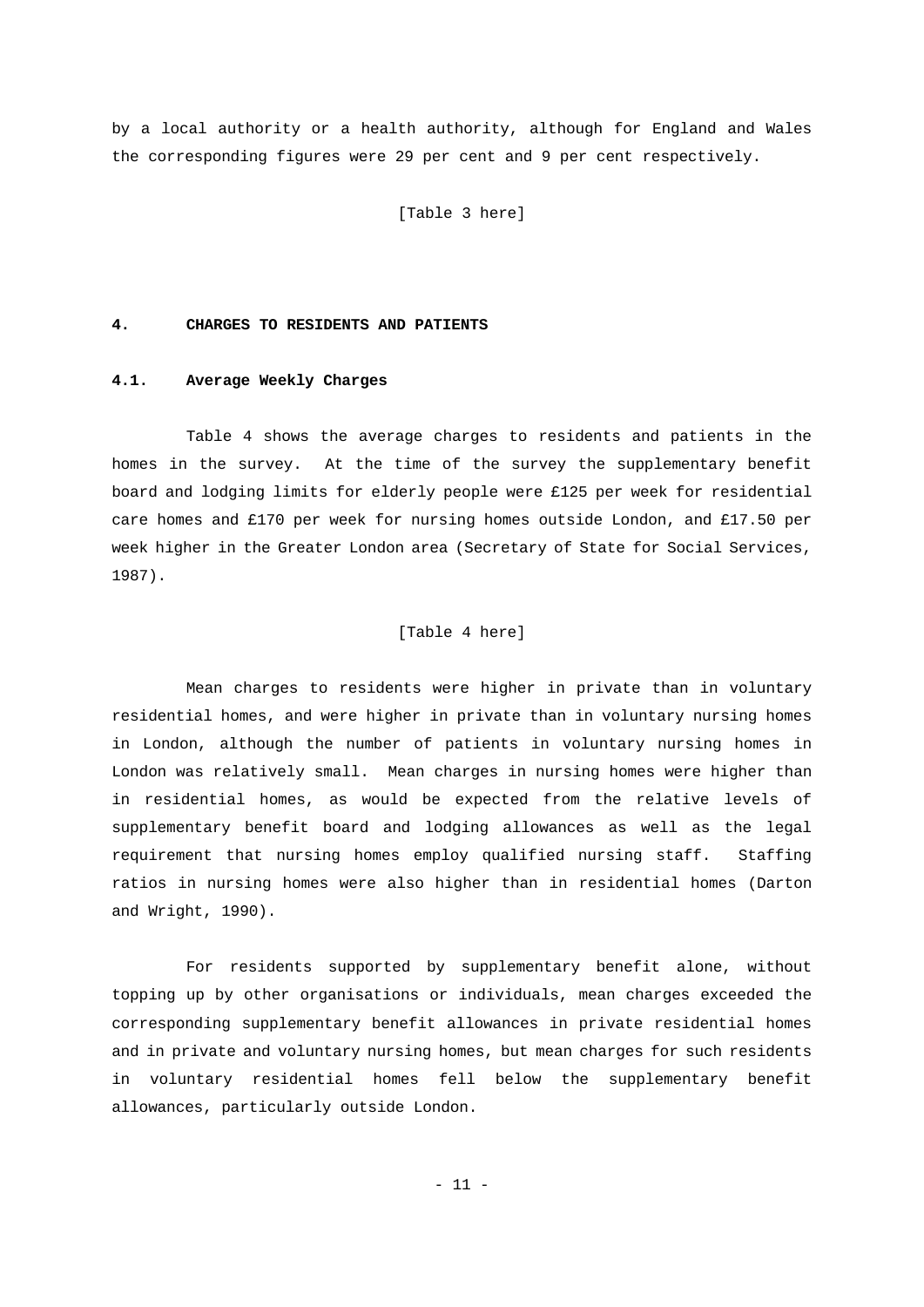by a local authority or a health authority, although for England and Wales the corresponding figures were 29 per cent and 9 per cent respectively.

[Table 3 here]

## 4. CHARGES TO RESIDENTS AND PATIENTS

### 4.1. Average Weekly Charges

Table 4 shows the average charges to residents and patients in the homes in the survey. At the time of the survey the supplementary benefit board and lodging limits for elderly people were £125 per week for residential care homes and £170 per week for nursing homes outside London, and £17.50 per week higher in the Greater London area (Secretary of State for Social Services, 1987).

[Table 4 here]

Mean charges to residents were higher in private than in voluntary residential homes, and were higher in private than in voluntary nursing homes in London, although the number of patients in voluntary nursing homes in London was relatively small. Mean charges in nursing homes were higher than in residential homes, as would be expected from the relative levels of supplementary benefit board and lodging allowances as well as the legal requirement that nursing homes employ qualified nursing staff. Staffing ratios in nursing homes were also higher than in residential homes (Darton and Wright, 1990).

For residents supported by supplementary benefit alone, without topping up by other organisations or individuals, mean charges exceeded the corresponding supplementary benefit allowances in private residential homes and in private and voluntary nursing homes, but mean charges for such residents in voluntary residential homes fell below the supplementary benefit allowances, particularly outside London.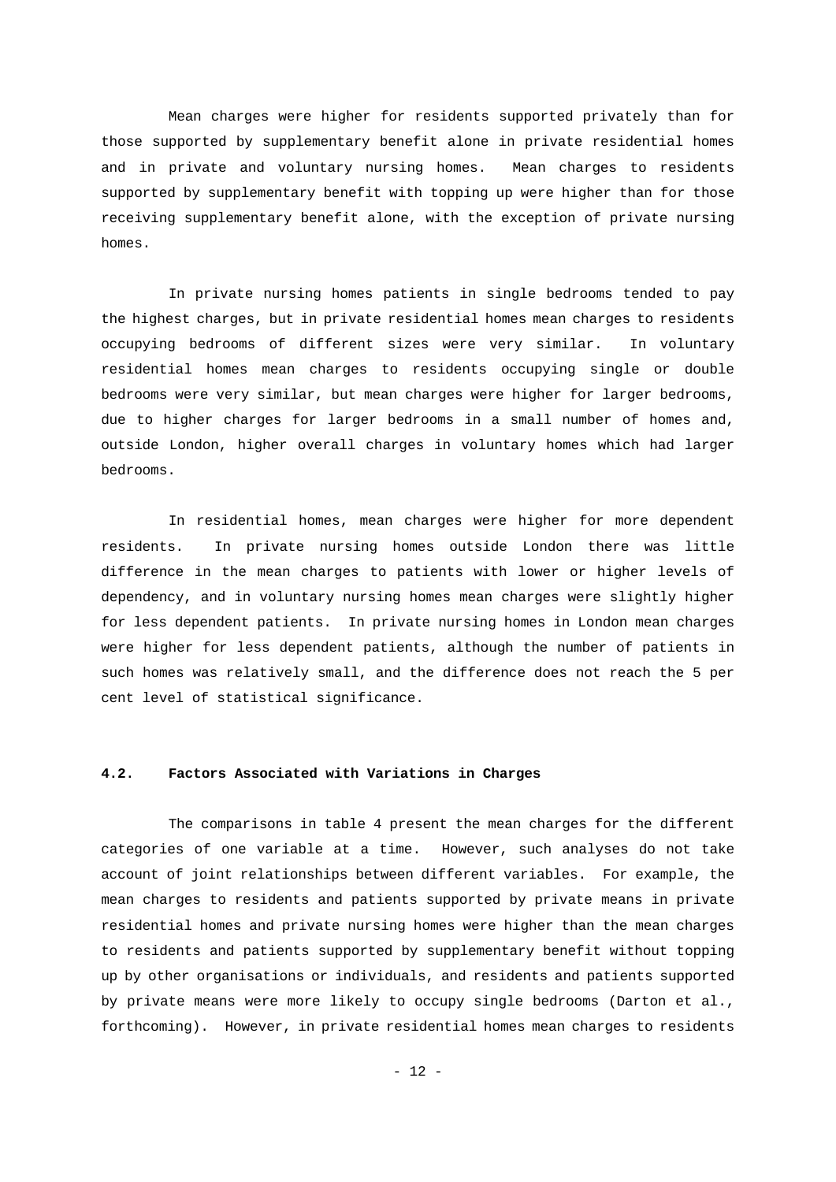Mean charges were higher for residents supported privately than for those supported by supplementary benefit alone in private residential homes and in private and voluntary nursing homes. Mean charges to residents supported by supplementary benefit with topping up were higher than for those receiving supplementary benefit alone, with the exception of private nursing homes.

In private nursing homes patients in single bedrooms tended to pay the highest charges, but in private residential homes mean charges to residents occupying bedrooms of different sizes were very similar. In voluntary residential homes mean charges to residents occupying single or double bedrooms were very similar, but mean charges were higher for larger bedrooms, due to higher charges for larger bedrooms in a small number of homes and, outside London, higher overall charges in voluntary homes which had larger bedrooms.

In residential homes, mean charges were higher for more dependent residents. In private nursing homes outside London there was little difference in the mean charges to patients with lower or higher levels of dependency, and in voluntary nursing homes mean charges were slightly higher for less dependent patients. In private nursing homes in London mean charges were higher for less dependent patients, although the number of patients in such homes was relatively small, and the difference does not reach the 5 per cent level of statistical significance.

## 4.2. Factors Associated with Variations in Charges

The comparisons in table 4 present the mean charges for the different categories of one variable at a time. However, such analyses do not take account of joint relationships between different variables. For example, the mean charges to residents and patients supported by private means in private residential homes and private nursing homes were higher than the mean charges to residents and patients supported by supplementary benefit without topping up by other organisations or individuals, and residents and patients supported by private means were more likely to occupy single bedrooms (Darton et al., forthcoming). However, in private residential homes mean charges to residents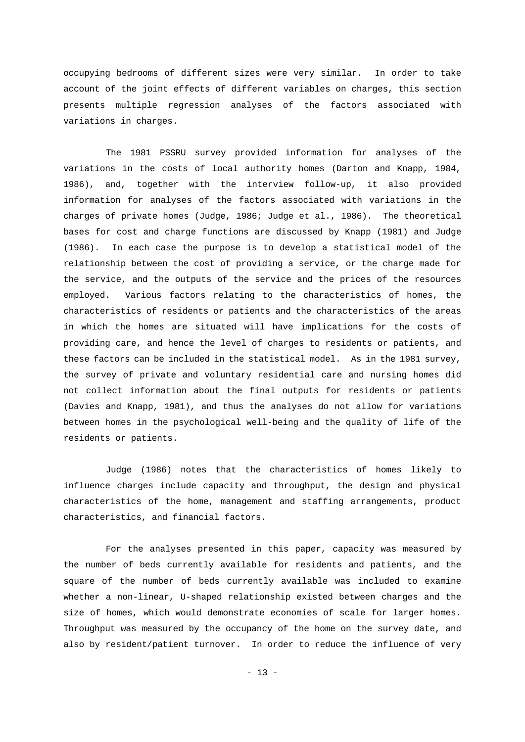occupying bedrooms of different sizes were very similar. In order to take account of the joint effects of different variables on charges, this section presents multiple regression analyses of the factors associated with variations in charges.

The 1981 PSSRU survey provided information for analyses of the variations in the costs of local authority homes (Darton and Knapp, 1984, 1986), and, together with the interview follow-up, it also provided information for analyses of the factors associated with variations in the charges of private homes (Judge, 1986; Judge et al., 1986). The theoretical bases for cost and charge functions are discussed by Knapp (1981) and Judge (1986). In each case the purpose is to develop a statistical model of the relationship between the cost of providing a service, or the charge made for the service, and the outputs of the service and the prices of the resources employed. Various factors relating to the characteristics of homes, the characteristics of residents or patients and the characteristics of the areas in which the homes are situated will have implications for the costs of providing care, and hence the level of charges to residents or patients, and these factors can be included in the statistical model. As in the 1981 survey, the survey of private and voluntary residential care and nursing homes did not collect information about the final outputs for residents or patients (Davies and Knapp, 1981), and thus the analyses do not allow for variations between homes in the psychological well-being and the quality of life of the residents or patients.

Judge (1986) notes that the characteristics of homes likely to influence charges include capacity and throughput, the design and physical characteristics of the home, management and staffing arrangements, product characteristics, and financial factors.

For the analyses presented in this paper, capacity was measured by the number of beds currently available for residents and patients, and the square of the number of beds currently available was included to examine whether a non-linear, U-shaped relationship existed between charges and the size of homes, which would demonstrate economies of scale for larger homes. Throughput was measured by the occupancy of the home on the survey date, and also by resident/patient turnover. In order to reduce the influence of very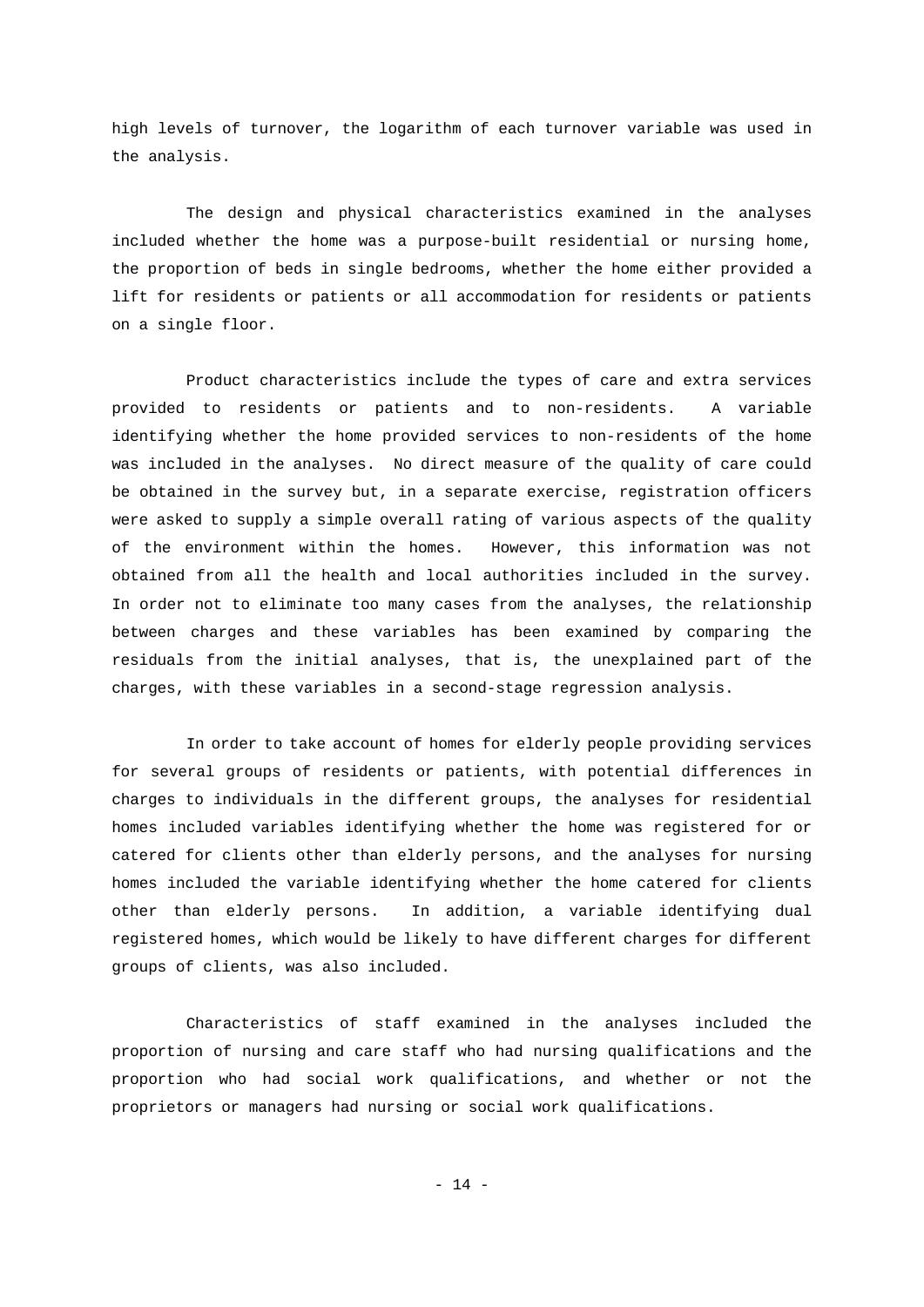high levels of turnover, the logarithm of each turnover variable was used in the analysis.

The design and physical characteristics examined in the analyses included whether the home was a purpose-built residential or nursing home, the proportion of beds in single bedrooms, whether the home either provided a lift for residents or patients or all accommodation for residents or patients on a single floor.

Product characteristics include the types of care and extra services provided to residents or patients and to non-residents. A variable identifying whether the home provided services to non-residents of the home was included in the analyses. No direct measure of the quality of care could be obtained in the survey but, in a separate exercise, registration officers were asked to supply a simple overall rating of various aspects of the quality of the environment within the homes. However, this information was not obtained from all the health and local authorities included in the survey. In order not to eliminate too many cases from the analyses, the relationship between charges and these variables has been examined by comparing the residuals from the initial analyses, that is, the unexplained part of the charges, with these variables in a second-stage regression analysis.

In order to take account of homes for elderly people providing services for several groups of residents or patients, with potential differences in charges to individuals in the different groups, the analyses for residential homes included variables identifying whether the home was registered for or catered for clients other than elderly persons, and the analyses for nursing homes included the variable identifying whether the home catered for clients other than elderly persons. In addition, a variable identifying dual registered homes, which would be likely to have different charges for different groups of clients, was also included.

Characteristics of staff examined in the analyses included the proportion of nursing and care staff who had nursing qualifications and the proportion who had social work qualifications, and whether or not the proprietors or managers had nursing or social work qualifications.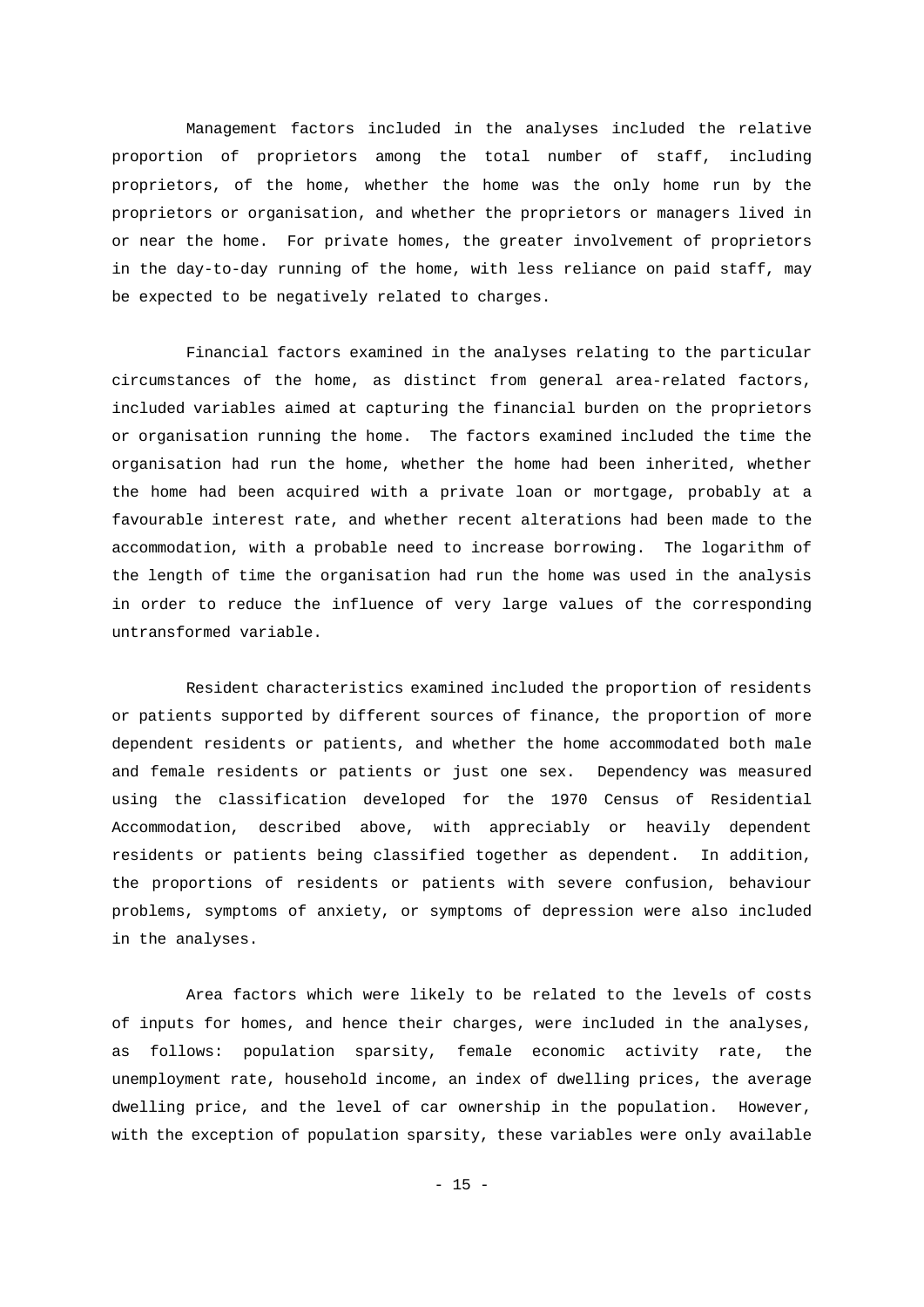Management factors included in the analyses included the relative proportion of proprietors among the total number of staff, including proprietors, of the home, whether the home was the only home run by the proprietors or organisation, and whether the proprietors or managers lived in or near the home. For private homes, the greater involvement of proprietors in the day-to-day running of the home, with less reliance on paid staff, may be expected to be negatively related to charges.

Financial factors examined in the analyses relating to the particular circumstances of the home, as distinct from general area-related factors, included variables aimed at capturing the financial burden on the proprietors or organisation running the home. The factors examined included the time the organisation had run the home, whether the home had been inherited, whether the home had been acquired with a private loan or mortgage, probably at a favourable interest rate, and whether recent alterations had been made to the accommodation, with a probable need to increase borrowing. The logarithm of the length of time the organisation had run the home was used in the analysis in order to reduce the influence of very large values of the corresponding untransformed variable.

Resident characteristics examined included the proportion of residents or patients supported by different sources of finance, the proportion of more dependent residents or patients, and whether the home accommodated both male and female residents or patients or just one sex. Dependency was measured using the classification developed for the 1970 Census of Residential Accommodation, described above, with appreciably or heavily dependent residents or patients being classified together as dependent. In addition, the proportions of residents or patients with severe confusion, behaviour problems, symptoms of anxiety, or symptoms of depression were also included in the analyses.

Area factors which were likely to be related to the levels of costs of inputs for homes, and hence their charges, were included in the analyses, as follows: population sparsity, female economic activity rate, the unemployment rate, household income, an index of dwelling prices, the average dwelling price, and the level of car ownership in the population. However, with the exception of population sparsity, these variables were only available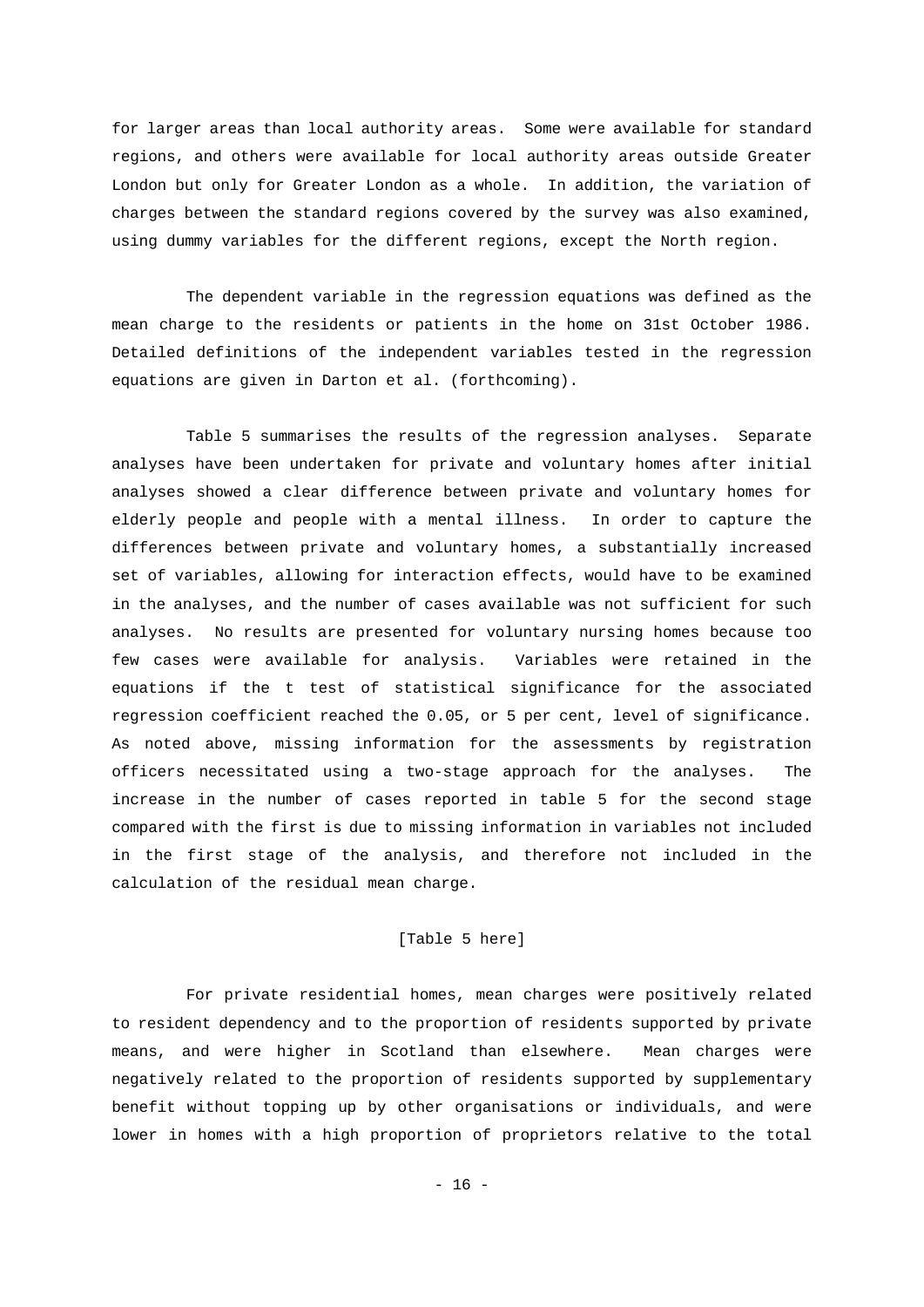for larger areas than local authority areas. Some were available for standard regions, and others were available for local authority areas outside Greater London but only for Greater London as a whole. In addition, the variation of charges between the standard regions covered by the survey was also examined, using dummy variables for the different regions, except the North region.

The dependent variable in the regression equations was defined as the mean charge to the residents or patients in the home on 31st October 1986. Detailed definitions of the independent variables tested in the regression equations are given in Darton et al. (forthcoming).

Table 5 summarises the results of the regression analyses. Separate analyses have been undertaken for private and voluntary homes after initial analyses showed a clear difference between private and voluntary homes for elderly people and people with a mental illness. In order to capture the differences between private and voluntary homes, a substantially increased set of variables, allowing for interaction effects, would have to be examined in the analyses, and the number of cases available was not sufficient for such analyses. No results are presented for voluntary nursing homes because too few cases were available for analysis. Variables were retained in the equations if the t test of statistical significance for the associated regression coefficient reached the 0.05, or 5 per cent, level of significance. As noted above, missing information for the assessments by registration officers necessitated using a two-stage approach for the analyses. The increase in the number of cases reported in table 5 for the second stage compared with the first is due to missing information in variables not included in the first stage of the analysis, and therefore not included in the calculation of the residual mean charge.

[Table 5 here]

For private residential homes, mean charges were positively related to resident dependency and to the proportion of residents supported by private means, and were higher in Scotland than elsewhere. Mean charges were negatively related to the proportion of residents supported by supplementary benefit without topping up by other organisations or individuals, and were lower in homes with a high proportion of proprietors relative to the total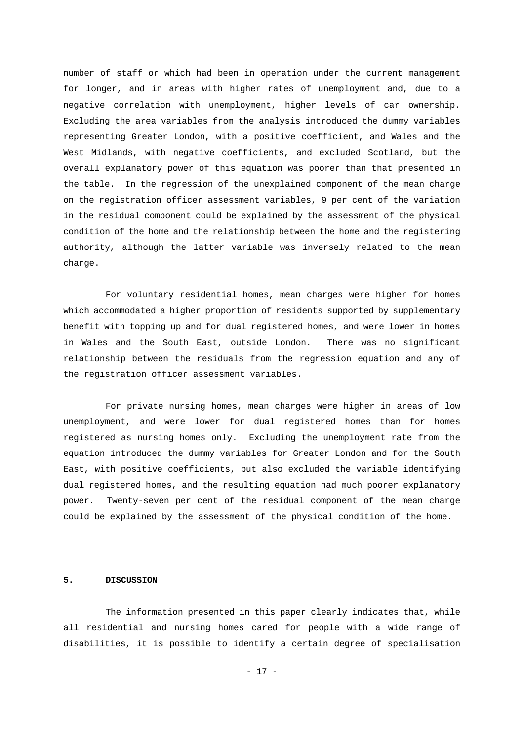number of staff or which had been in operation under the current management for longer, and in areas with higher rates of unemployment and, due to a negative correlation with unemployment, higher levels of car ownership. Excluding the area variables from the analysis introduced the dummy variables representing Greater London, with a positive coefficient, and Wales and the West Midlands, with negative coefficients, and excluded Scotland, but the overall explanatory power of this equation was poorer than that presented in the table. In the regression of the unexplained component of the mean charge on the registration officer assessment variables, 9 per cent of the variation in the residual component could be explained by the assessment of the physical condition of the home and the relationship between the home and the registering authority, although the latter variable was inversely related to the mean charge.

For voluntary residential homes, mean charges were higher for homes which accommodated a higher proportion of residents supported by supplementary benefit with topping up and for dual registered homes, and were lower in homes in Wales and the South East, outside London. There was no significant relationship between the residuals from the regression equation and any of the registration officer assessment variables.

For private nursing homes, mean charges were higher in areas of low unemployment, and were lower for dual registered homes than for homes registered as nursing homes only. Excluding the unemployment rate from the equation introduced the dummy variables for Greater London and for the South East, with positive coefficients, but also excluded the variable identifying dual registered homes, and the resulting equation had much poorer explanatory power. Twenty-seven per cent of the residual component of the mean charge could be explained by the assessment of the physical condition of the home.

## 5. DISCUSSION

The information presented in this paper clearly indicates that, while all residential and nursing homes cared for people with a wide range of disabilities, it is possible to identify a certain degree of specialisation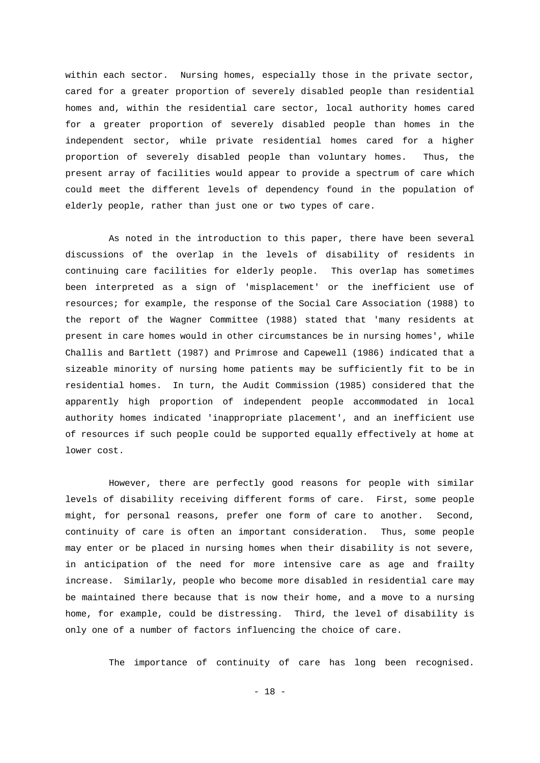within each sector. Nursing homes, especially those in the private sector, cared for a greater proportion of severely disabled people than residential homes and, within the residential care sector, local authority homes cared for a greater proportion of severely disabled people than homes in the independent sector, while private residential homes cared for a higher proportion of severely disabled people than voluntary homes. Thus, the present array of facilities would appear to provide a spectrum of care which could meet the different levels of dependency found in the population of elderly people, rather than just one or two types of care.

As noted in the introduction to this paper, there have been several discussions of the overlap in the levels of disability of residents in continuing care facilities for elderly people. This overlap has sometimes been interpreted as a sign of 'misplacement' or the inefficient use of resources; for example, the response of the Social Care Association (1988) to the report of the Wagner Committee (1988) stated that 'many residents at present in care homes would in other circumstances be in nursing homes', while Challis and Bartlett (1987) and Primrose and Capewell (1986) indicated that a sizeable minority of nursing home patients may be sufficiently fit to be in residential homes. In turn, the Audit Commission (1985) considered that the apparently high proportion of independent people accommodated in local authority homes indicated 'inappropriate placement', and an inefficient use of resources if such people could be supported equally effectively at home at lower cost.

However, there are perfectly good reasons for people with similar levels of disability receiving different forms of care. First, some people might, for personal reasons, prefer one form of care to another. Second, continuity of care is often an important consideration. Thus, some people may enter or be placed in nursing homes when their disability is not severe, in anticipation of the need for more intensive care as age and frailty increase. Similarly, people who become more disabled in residential care may be maintained there because that is now their home, and a move to a nursing home, for example, could be distressing. Third, the level of disability is only one of a number of factors influencing the choice of care.

The importance of continuity of care has long been recognised.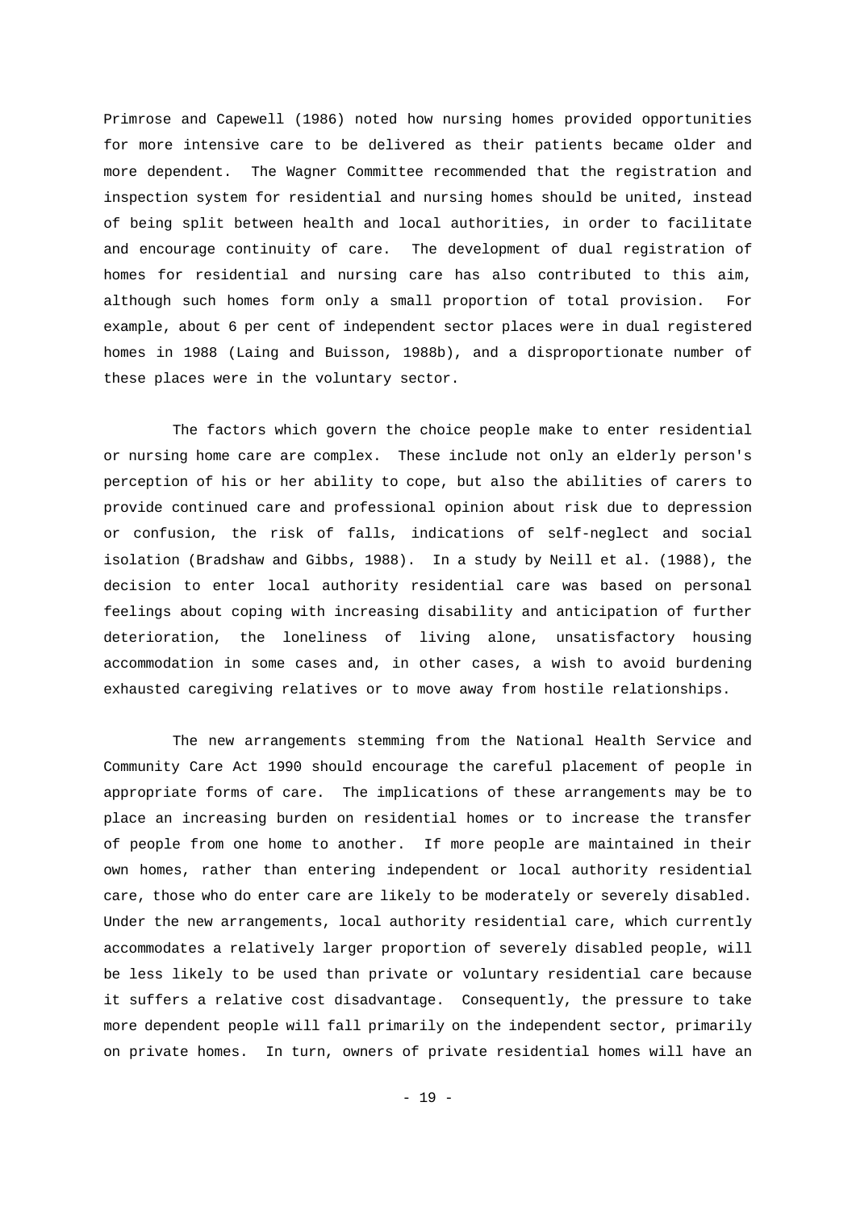Primrose and Capewell (1986) noted how nursing homes provided opportunities for more intensive care to be delivered as their patients became older and more dependent. The Wagner Committee recommended that the registration and inspection system for residential and nursing homes should be united, instead of being split between health and local authorities, in order to facilitate and encourage continuity of care. The development of dual registration of homes for residential and nursing care has also contributed to this aim, although such homes form only a small proportion of total provision. For example, about 6 per cent of independent sector places were in dual registered homes in 1988 (Laing and Buisson, 1988b), and a disproportionate number of these places were in the voluntary sector.

The factors which govern the choice people make to enter residential or nursing home care are complex. These include not only an elderly person's perception of his or her ability to cope, but also the abilities of carers to provide continued care and professional opinion about risk due to depression or confusion, the risk of falls, indications of self-neglect and social isolation (Bradshaw and Gibbs, 1988). In a study by Neill et al. (1988), the decision to enter local authority residential care was based on personal feelings about coping with increasing disability and anticipation of further deterioration, the loneliness of living alone, unsatisfactory housing accommodation in some cases and, in other cases, a wish to avoid burdening exhausted caregiving relatives or to move away from hostile relationships.

The new arrangements stemming from the National Health Service and Community Care Act 1990 should encourage the careful placement of people in appropriate forms of care. The implications of these arrangements may be to place an increasing burden on residential homes or to increase the transfer of people from one home to another. If more people are maintained in their own homes, rather than entering independent or local authority residential care, those who do enter care are likely to be moderately or severely disabled. Under the new arrangements, local authority residential care, which currently accommodates a relatively larger proportion of severely disabled people, will be less likely to be used than private or voluntary residential care because it suffers a relative cost disadvantage. Consequently, the pressure to take more dependent people will fall primarily on the independent sector, primarily on private homes. In turn, owners of private residential homes will have an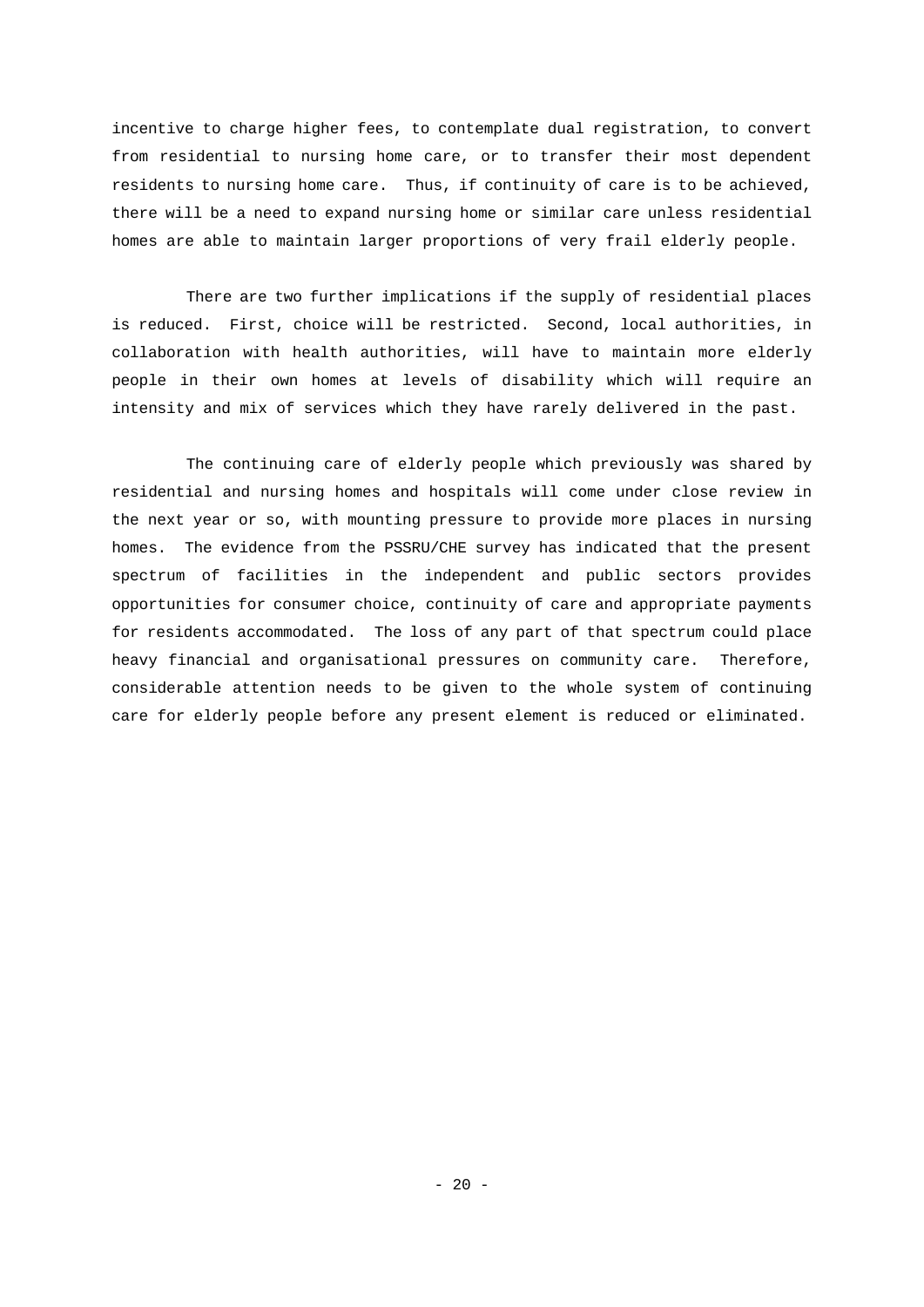incentive to charge higher fees, to contemplate dual registration, to convert from residential to nursing home care, or to transfer their most dependent residents to nursing home care. Thus, if continuity of care is to be achieved, there will be a need to expand nursing home or similar care unless residential homes are able to maintain larger proportions of very frail elderly people.

There are two further implications if the supply of residential places is reduced. First, choice will be restricted. Second, local authorities, in collaboration with health authorities, will have to maintain more elderly people in their own homes at levels of disability which will require an intensity and mix of services which they have rarely delivered in the past.

The continuing care of elderly people which previously was shared by residential and nursing homes and hospitals will come under close review in the next year or so, with mounting pressure to provide more places in nursing homes. The evidence from the PSSRU/CHE survey has indicated that the present spectrum of facilities in the independent and public sectors provides opportunities for consumer choice, continuity of care and appropriate payments for residents accommodated. The loss of any part of that spectrum could place heavy financial and organisational pressures on community care. Therefore, considerable attention needs to be given to the whole system of continuing care for elderly people before any present element is reduced or eliminated.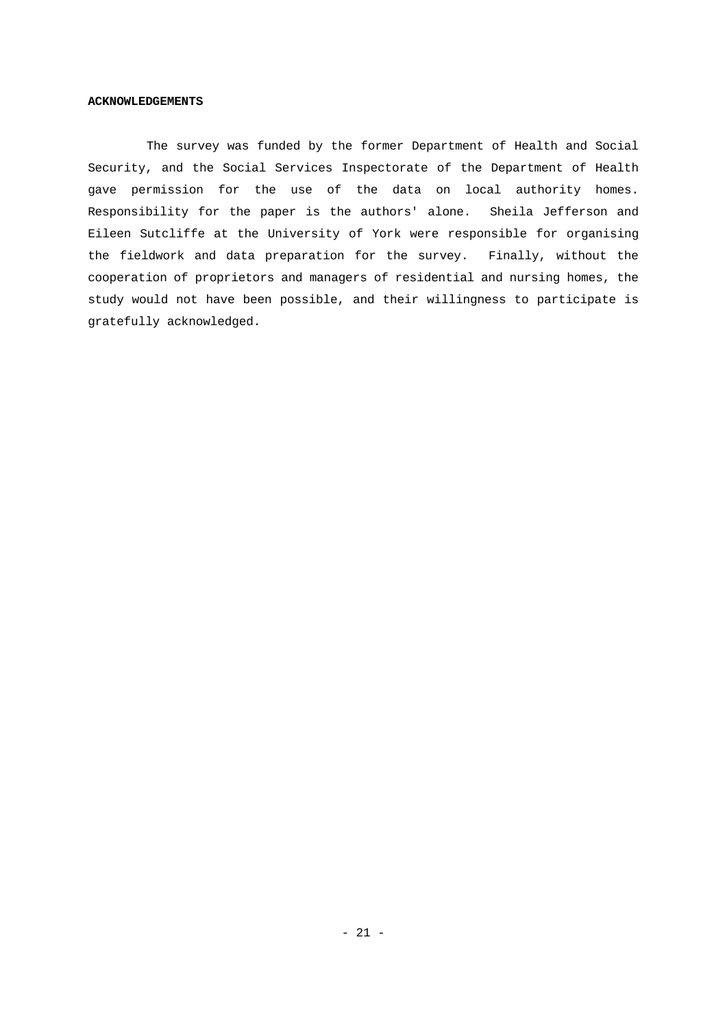## ACKNOWLEDGEMENTS

The survey was funded by the former Department of Health and Social Security, and the Social Services Inspectorate of the Department of Health gave permission for the use of the data on local authority homes. Responsibility for the paper is the authors' alone. Sheila Jefferson and Eileen Sutcliffe at the University of York were responsible for organising the fieldwork and data preparation for the survey. Finally, without the cooperation of proprietors and managers of residential and nursing homes, the study would not have been possible, and their willingness to participate is gratefully acknowledged.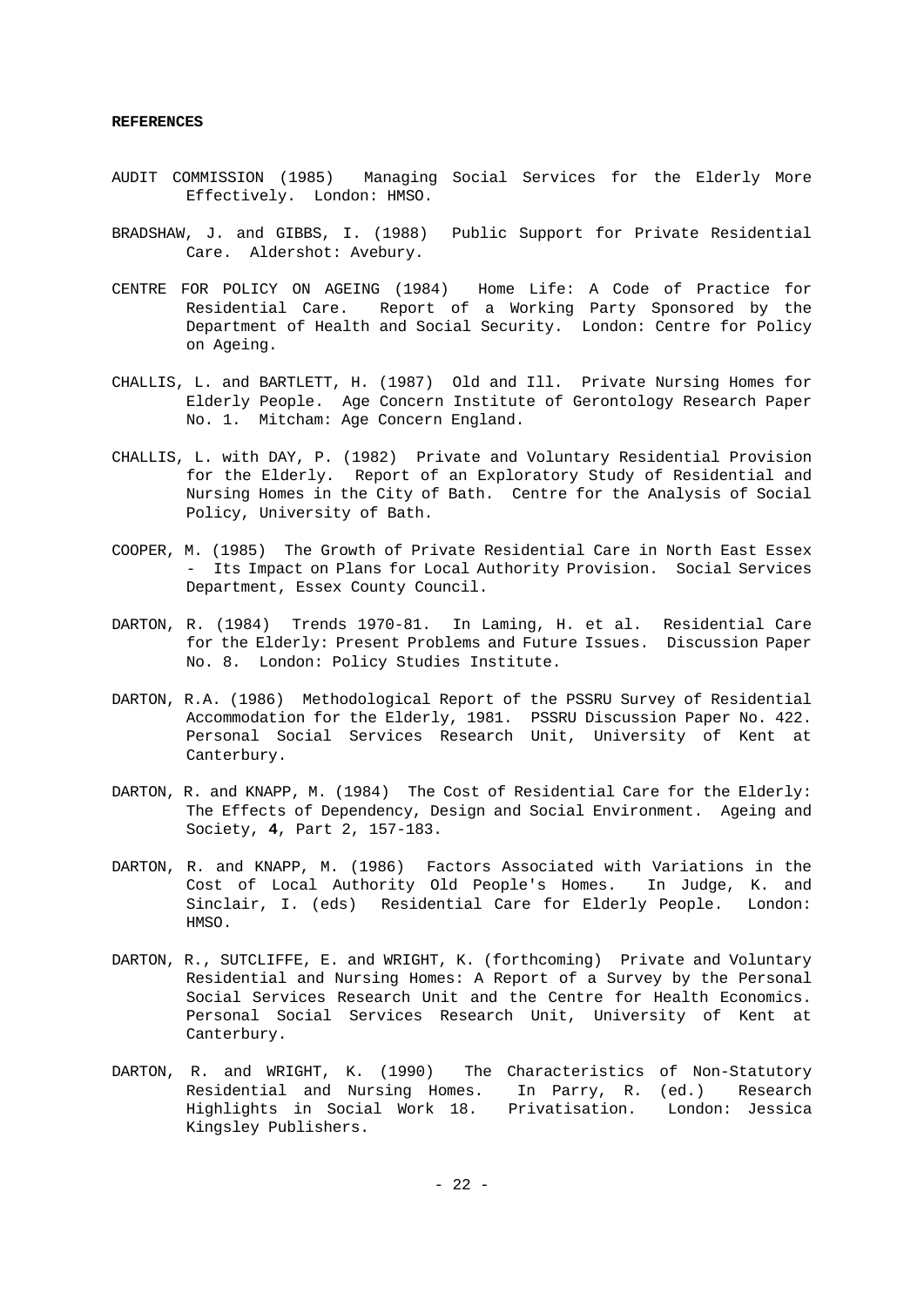**REFERENCES**

AUDIT COMMISSION (1985) Managing Social Services for the Elderly More Effectively. London: HMSO.

BRADSHAW, J. and GIBBS, I. (1988) Public Support for Private Residential Care. Aldershot: Avebury.

CENTRE FOR POLICY ON AGEING (1984) Home Life: A Code of Practice for Residential Care. Report of a Working Party Sponsored by the Department of Health and Social Security. London: Centre for Policy on Ageing.

CHALLIS, L. and BARTLETT, H. (1987) Old and Ill. Private Nursing Homes for Elderly People. Age Concern Institute of Gerontology Research Paper No. 1. Mitcham: Age Concern England.

CHALLIS, L. with DAY, P. (1982) Private and Voluntary Residential Provision for the Elderly. Report of an Exploratory Study of Residential and Nursing Homes in the City of Bath. Centre for the Analysis of Social Policy, University of Bath.

COOPER, M. (1985) The Growth of Private Residential Care in North East Essex - Its Impact on Plans for Local Authority Provision. Social Services Department, Essex County Council.

DARTON, R. (1984) Trends 1970-81. In Laming, H. et al. Residential Care for the Elderly: Present Problems and Future Issues. Discussion Paper No. 8. London: Policy Studies Institute.

DARTON, R.A. (1986) Methodological Report of the PSSRU Survey of Residential Accommodation for the Elderly, 1981. PSSRU Discussion Paper No. 422. Personal Social Services Research Unit, University of Kent at Canterbury.

DARTON, R. and KNAPP, M. (1984) The Cost of Residential Care for the Elderly: The Effects of Dependency, Design and Social Environment. Ageing and Society, **4**, Part 2, 157-183.

DARTON, R. and KNAPP, M. (1986) Factors Associated with Variations in the Cost of Local Authority Old People's Homes. In Judge, K. and Sinclair, I. (eds) Residential Care for Elderly People. London: HMSO.

DARTON, R., SUTCLIFFE, E. and WRIGHT, K. (forthcoming) Private and Voluntary Residential and Nursing Homes: A Report of a Survey by the Personal Social Services Research Unit and the Centre for Health Economics. Personal Social Services Research Unit, University of Kent at Canterbury.

DARTON, R. and WRIGHT, K. (1990) The Characteristics of Non-Statutory Residential and Nursing Homes. In Parry, R. (ed.) Research Highlights in Social Work 18. Privatisation. London: Jessica Kingsley Publishers.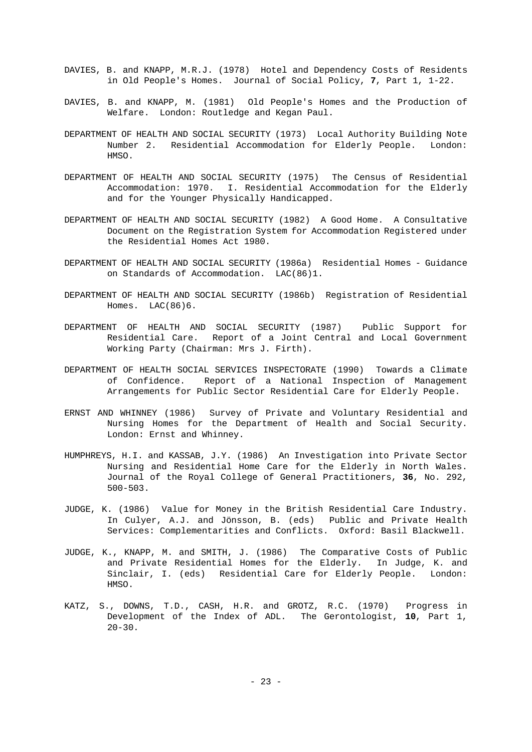DAVIES, B. and KNAPP, M.R.J. (1978) Hotel and Dependency Costs of Residents in Old People's Homes. Journal of Social Policy, **7**, Part 1, 1-22.

DAVIES, B. and KNAPP, M. (1981) Old People's Homes and the Production of Welfare. London: Routledge and Kegan Paul.

DEPARTMENT OF HEALTH AND SOCIAL SECURITY (1973) Local Authority Building Note Number 2. Residential Accommodation for Elderly People. London: HMSO.

DEPARTMENT OF HEALTH AND SOCIAL SECURITY (1975) The Census of Residential Accommodation: 1970. I. Residential Accommodation for the Elderly and for the Younger Physically Handicapped.

DEPARTMENT OF HEALTH AND SOCIAL SECURITY (1982) A Good Home. A Consultative Document on the Registration System for Accommodation Registered under the Residential Homes Act 1980.

DEPARTMENT OF HEALTH AND SOCIAL SECURITY (1986a) Residential Homes - Guidance on Standards of Accommodation. LAC(86)1.

DEPARTMENT OF HEALTH AND SOCIAL SECURITY (1986b) Registration of Residential Homes. LAC(86)6.

DEPARTMENT OF HEALTH AND SOCIAL SECURITY (1987) Public Support for Residential Care. Report of a Joint Central and Local Government Working Party (Chairman: Mrs J. Firth).

DEPARTMENT OF HEALTH SOCIAL SERVICES INSPECTORATE (1990) Towards a Climate of Confidence. Report of a National Inspection of Management Arrangements for Public Sector Residential Care for Elderly People.

ERNST AND WHINNEY (1986) Survey of Private and Voluntary Residential and Nursing Homes for the Department of Health and Social Security. London: Ernst and Whinney.

HUMPHREYS, H.I. and KASSAB, J.Y. (1986) An Investigation into Private Sector Nursing and Residential Home Care for the Elderly in North Wales. Journal of the Royal College of General Practitioners, **36**, No. 292, 500-503.

JUDGE, K. (1986) Value for Money in the British Residential Care Industry. In Culyer, A.J. and Jönsson, B. (eds) Public and Private Health Services: Complementarities and Conflicts. Oxford: Basil Blackwell.

JUDGE, K., KNAPP, M. and SMITH, J. (1986) The Comparative Costs of Public and Private Residential Homes for the Elderly. In Judge, K. and Sinclair, I. (eds) Residential Care for Elderly People. London: HMSO.

KATZ, S., DOWNS, T.D., CASH, H.R. and GROTZ, R.C. (1970) Progress in Development of the Index of ADL. The Gerontologist, **10**, Part 1, 20-30.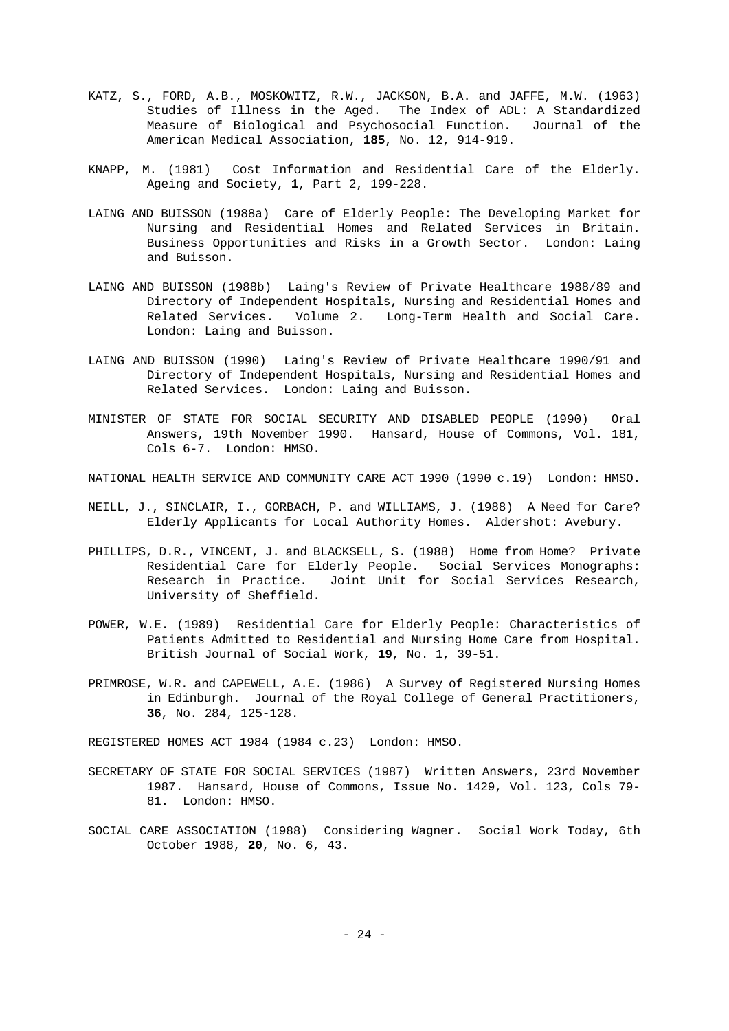KATZ, S., FORD, A.B., MOSKOWITZ, R.W., JACKSON, B.A. and JAFFE, M.W. (1963) Studies of Illness in the Aged. The Index of ADL: A Standardized Measure of Biological and Psychosocial Function. Journal of the American Medical Association, **185**, No. 12, 914-919.

KNAPP, M. (1981) Cost Information and Residential Care of the Elderly. Ageing and Society, **1**, Part 2, 199-228.

LAING AND BUISSON (1988a) Care of Elderly People: The Developing Market for Nursing and Residential Homes and Related Services in Britain. Business Opportunities and Risks in a Growth Sector. London: Laing and Buisson.

LAING AND BUISSON (1988b) Laing's Review of Private Healthcare 1988/89 and Directory of Independent Hospitals, Nursing and Residential Homes and Related Services. Volume 2. Long-Term Health and Social Care. London: Laing and Buisson.

LAING AND BUISSON (1990) Laing's Review of Private Healthcare 1990/91 and Directory of Independent Hospitals, Nursing and Residential Homes and Related Services. London: Laing and Buisson.

MINISTER OF STATE FOR SOCIAL SECURITY AND DISABLED PEOPLE (1990) Oral Answers, 19th November 1990. Hansard, House of Commons, Vol. 181, Cols 6-7. London: HMSO.

NATIONAL HEALTH SERVICE AND COMMUNITY CARE ACT 1990 (1990 c.19) London: HMSO.

NEILL, J., SINCLAIR, I., GORBACH, P. and WILLIAMS, J. (1988) A Need for Care? Elderly Applicants for Local Authority Homes. Aldershot: Avebury.

PHILLIPS, D.R., VINCENT, J. and BLACKSELL, S. (1988) Home from Home? Private Residential Care for Elderly People. Social Services Monographs: Research in Practice. Joint Unit for Social Services Research, University of Sheffield.

POWER, W.E. (1989) Residential Care for Elderly People: Characteristics of Patients Admitted to Residential and Nursing Home Care from Hospital. British Journal of Social Work, **19**, No. 1, 39-51.

PRIMROSE, W.R. and CAPEWELL, A.E. (1986) A Survey of Registered Nursing Homes in Edinburgh. Journal of the Royal College of General Practitioners, **36**, No. 284, 125-128.

REGISTERED HOMES ACT 1984 (1984 c.23) London: HMSO.

SECRETARY OF STATE FOR SOCIAL SERVICES (1987) Written Answers, 23rd November 1987. Hansard, House of Commons, Issue No. 1429, Vol. 123, Cols 79-81. London: HMSO.

SOCIAL CARE ASSOCIATION (1988) Considering Wagner. Social Work Today, 6th October 1988, **20**, No. 6, 43.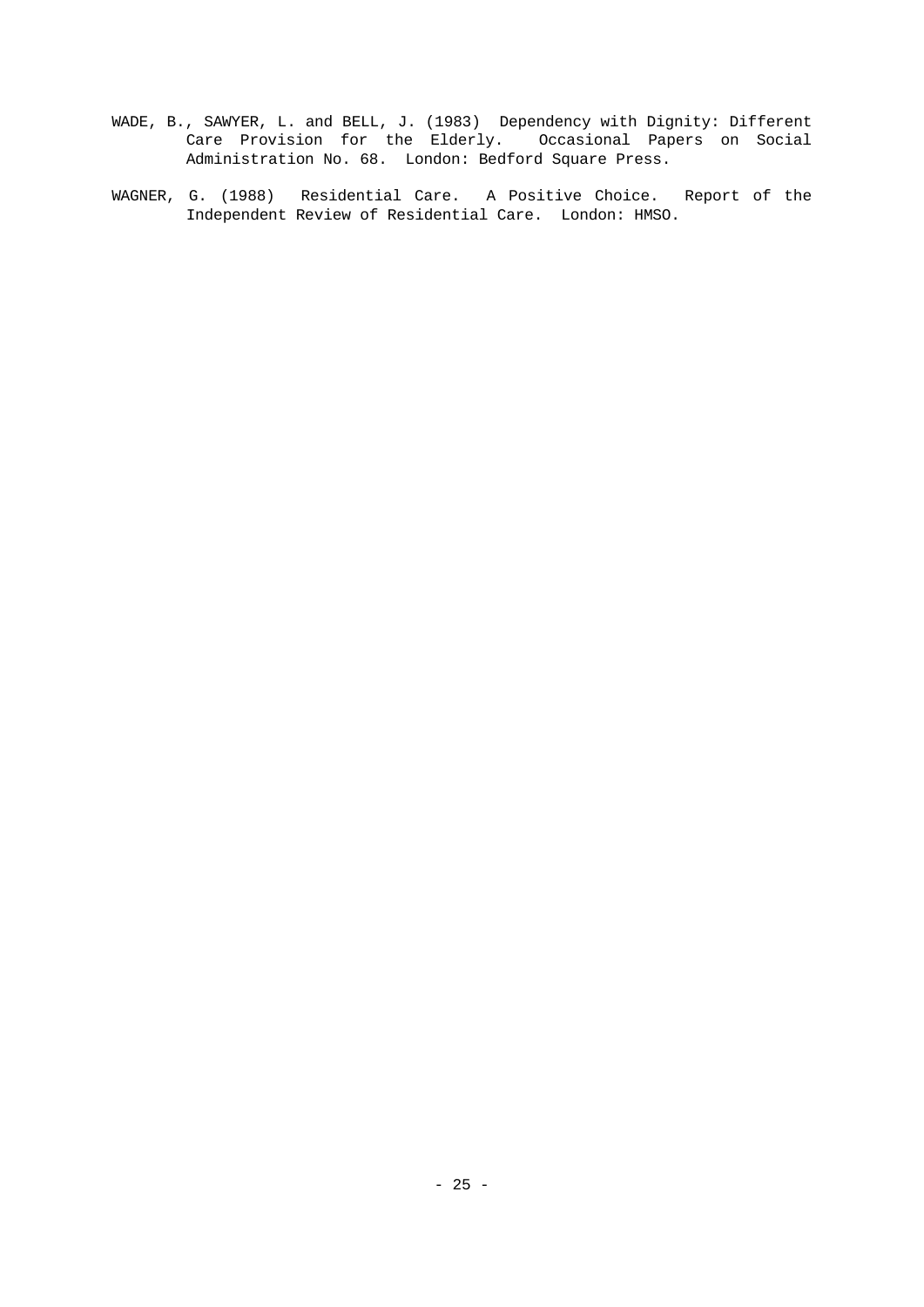WADE, B., SAWYER, L. and BELL, J. (1983) Dependency with Dignity: Different Care Provision for the Elderly. Occasional Papers on Social Administration No. 68. London: Bedford Square Press.

WAGNER, G. (1988) Residential Care. A Positive Choice. Report of the Independent Review of Residential Care. London: HMSO.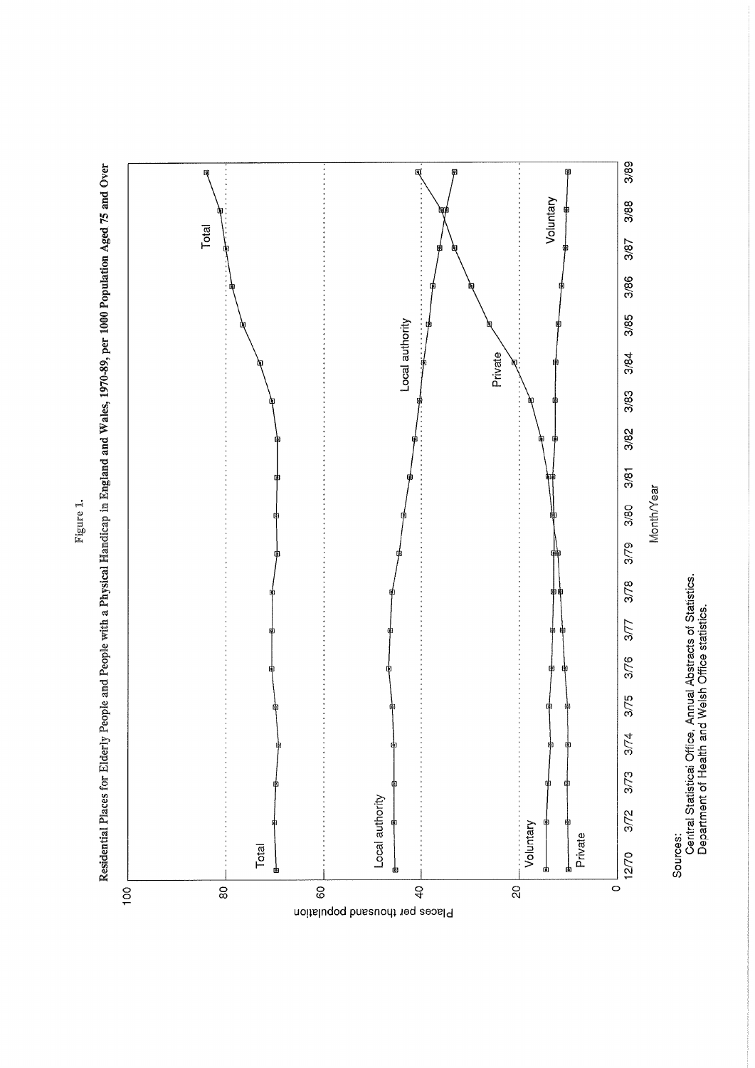Figure 1.

**Residential Places for Elderly People and People with a Physical Handicap in England and Wales, 1970-89, per 1000 Population Aged 75 and Over**

Places per thousand population

Month/Year

Sources:
Central Statistical Office, Annual Abstracts of Statistics.
Department of Health and Welsh Office statistics.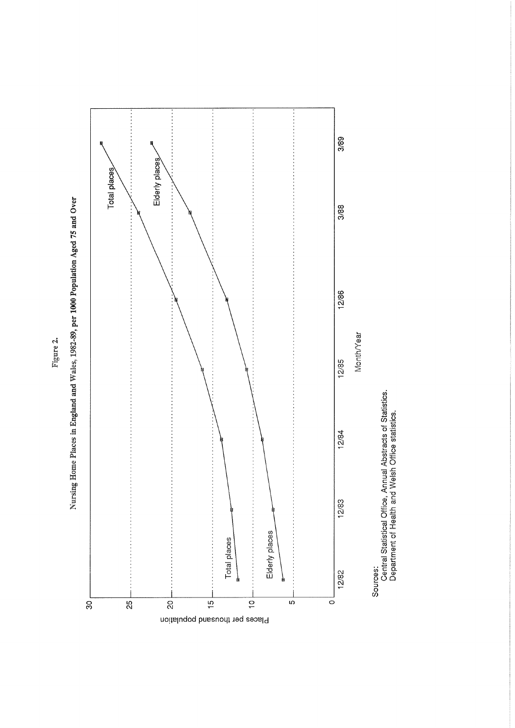Figure 2.

Nursing Home Places in England and Wales, 1982-89, per 1000 Population Aged 75 and Over

Sources:
Central Statistical Office, Annual Abstracts of Statistics.
Department of Health and Welsh Office statistics.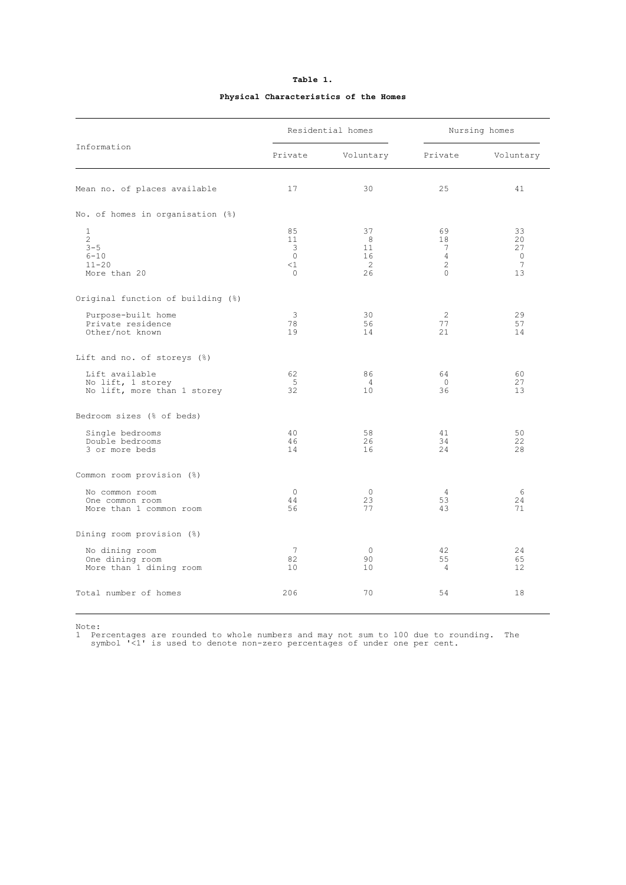**Table 1.**

**Physical Characteristics of the Homes**

| Information | Residential homes | | Nursing homes | |
|---|---|---|---|---|
| | Private | Voluntary | Private | Voluntary |
| Mean no. of places available | 17 | 30 | 25 | 41 |
| **No. of homes in organisation (%)** | | | | |
| 1 | 85 | 37 | 69 | 33 |
| 2 | 11 | 8 | 18 | 20 |
| 3-5 | 3 | 11 | 7 | 27 |
| 6-10 | 0 | 16 | 4 | 0 |
| 11-20 | <1 | 2 | 2 | 7 |
| More than 20 | 0 | 26 | 0 | 13 |
| **Original function of building (%)** | | | | |
| Purpose-built home | 3 | 30 | 2 | 29 |
| Private residence | 78 | 56 | 77 | 57 |
| Other/not known | 19 | 14 | 21 | 14 |
| **Lift and no. of storeys (%)** | | | | |
| Lift available | 62 | 86 | 64 | 60 |
| No lift, 1 storey | 5 | 4 | 0 | 27 |
| No lift, more than 1 storey | 32 | 10 | 36 | 13 |
| **Bedroom sizes (% of beds)** | | | | |
| Single bedrooms | 40 | 58 | 41 | 50 |
| Double bedrooms | 46 | 26 | 34 | 22 |
| 3 or more beds | 14 | 16 | 24 | 28 |
| **Common room provision (%)** | | | | |
| No common room | 0 | 0 | 4 | 6 |
| One common room | 44 | 23 | 53 | 24 |
| More than 1 common room | 56 | 77 | 43 | 71 |
| **Dining room provision (%)** | | | | |
| No dining room | 7 | 0 | 42 | 24 |
| One dining room | 82 | 90 | 55 | 65 |
| More than 1 dining room | 10 | 10 | 4 | 12 |
| Total number of homes | 206 | 70 | 54 | 18 |

Note:
1 Percentages are rounded to whole numbers and may not sum to 100 due to rounding. The symbol '<1' is used to denote non-zero percentages of under one per cent.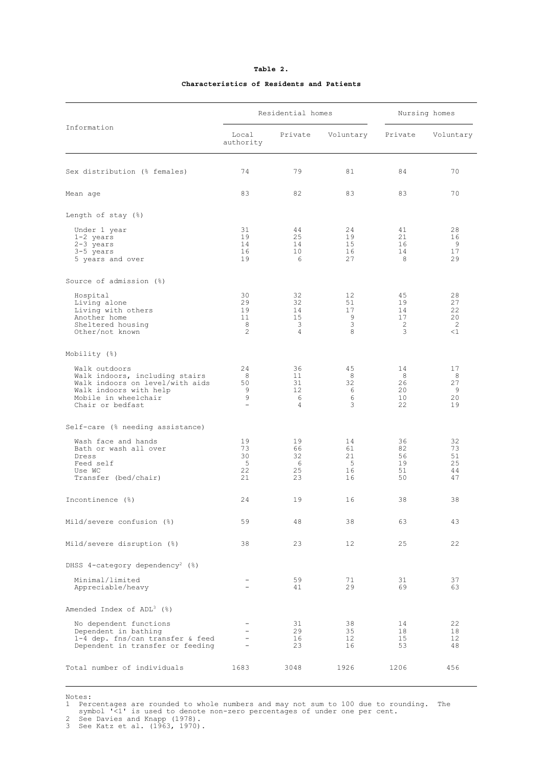**Table 2.**

**Characteristics of Residents and Patients**

| Information | Residential homes | | | Nursing homes | |
|---|---|---|---|---|---|
| | Local authority | Private | Voluntary | Private | Voluntary |
| Sex distribution (% females) | 74 | 79 | 81 | 84 | 70 |
| Mean age | 83 | 82 | 83 | 83 | 70 |
| **Length of stay (%)** | | | | | |
| Under 1 year | 31 | 44 | 24 | 41 | 28 |
| 1-2 years | 19 | 25 | 19 | 21 | 16 |
| 2-3 years | 14 | 14 | 15 | 16 | 9 |
| 3-5 years | 16 | 10 | 16 | 14 | 17 |
| 5 years and over | 19 | 6 | 27 | 8 | 29 |
| **Source of admission (%)** | | | | | |
| Hospital | 30 | 32 | 12 | 45 | 28 |
| Living alone | 29 | 32 | 51 | 19 | 27 |
| Living with others | 19 | 14 | 17 | 14 | 22 |
| Another home | 11 | 15 | 9 | 17 | 20 |
| Sheltered housing | 8 | 3 | 3 | 2 | 2 |
| Other/not known | 2 | 4 | 8 | 3 | <1 |
| **Mobility (%)** | | | | | |
| Walk outdoors | 24 | 36 | 45 | 14 | 17 |
| Walk indoors, including stairs | 8 | 11 | 8 | 8 | 8 |
| Walk indoors on level/with aids | 50 | 31 | 32 | 26 | 27 |
| Walk indoors with help | 9 | 12 | 6 | 20 | 9 |
| Mobile in wheelchair | 9 | 6 | 6 | 10 | 20 |
| Chair or bedfast | - | 4 | 3 | 22 | 19 |
| **Self-care (% needing assistance)** | | | | | |
| Wash face and hands | 19 | 19 | 14 | 36 | 32 |
| Bath or wash all over | 73 | 66 | 61 | 82 | 73 |
| Dress | 30 | 32 | 21 | 56 | 51 |
| Feed self | 5 | 6 | 5 | 19 | 25 |
| Use WC | 22 | 25 | 16 | 51 | 44 |
| Transfer (bed/chair) | 21 | 23 | 16 | 50 | 47 |
| Incontinence (%) | 24 | 19 | 16 | 38 | 38 |
| Mild/severe confusion (%) | 59 | 48 | 38 | 63 | 43 |
| Mild/severe disruption (%) | 38 | 23 | 12 | 25 | 22 |
| **DHSS 4-category dependency[2] (%)** | | | | | |
| Minimal/limited | - | 59 | 71 | 31 | 37 |
| Appreciable/heavy | - | 41 | 29 | 69 | 63 |
| **Amended Index of ADL[3] (%)** | | | | | |
| No dependent functions | - | 31 | 38 | 14 | 22 |
| Dependent in bathing | - | 29 | 35 | 18 | 18 |
| 1-4 dep. fns/can transfer & feed | - | 16 | 12 | 15 | 12 |
| Dependent in transfer or feeding | - | 23 | 16 | 53 | 48 |
| Total number of individuals | 1683 | 3048 | 1926 | 1206 | 456 |

Notes:
1 Percentages are rounded to whole numbers and may not sum to 100 due to rounding. The symbol '<1' is used to denote non-zero percentages of under one per cent.
2 See Davies and Knapp (1978).
3 See Katz et al. (1963, 1970).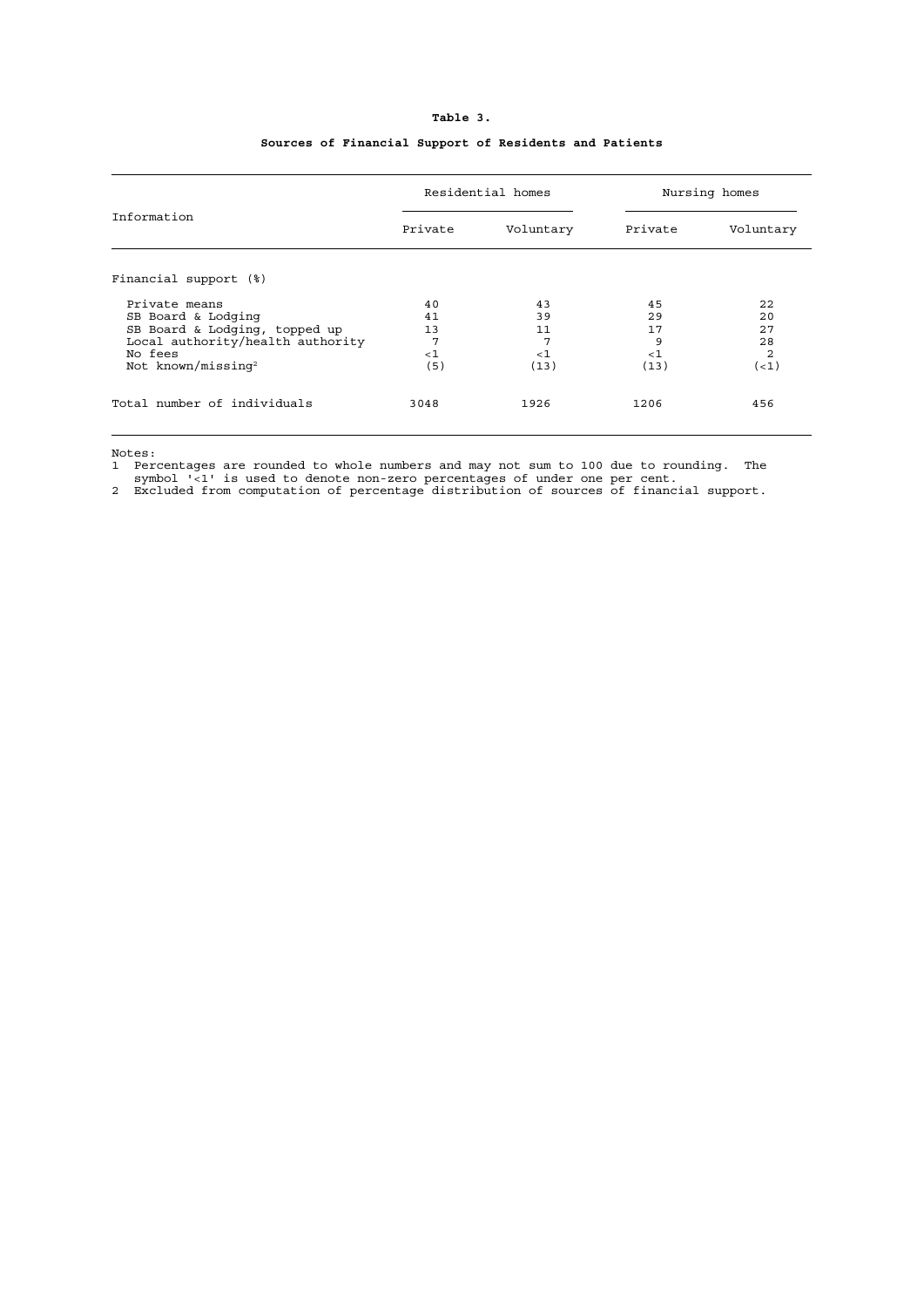**Table 3.**

**Sources of Financial Support of Residents and Patients**

| Information | Residential homes | | Nursing homes | |
|---|---|---|---|---|
| | Private | Voluntary | Private | Voluntary |
| Financial support (%) | | | | |
| Private means | 40 | 43 | 45 | 22 |
| SB Board & Lodging | 41 | 39 | 29 | 20 |
| SB Board & Lodging, topped up | 13 | 11 | 17 | 27 |
| Local authority/health authority | 7 | 7 | 9 | 28 |
| No fees | <1 | <1 | <1 | 2 |
| Not known/missing[2] | (5) | (13) | (13) | (<1) |
| Total number of individuals | 3048 | 1926 | 1206 | 456 |

Notes:

1 Percentages are rounded to whole numbers and may not sum to 100 due to rounding. The symbol '<1' is used to denote non-zero percentages of under one per cent.

2 Excluded from computation of percentage distribution of sources of financial support.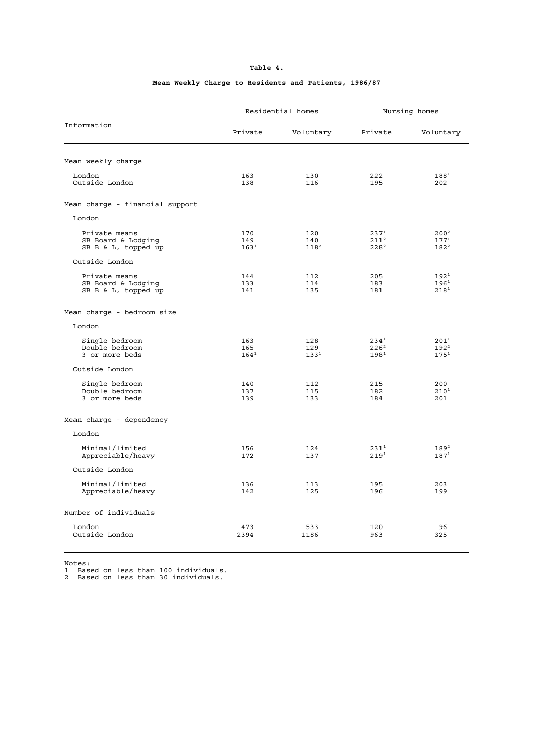**Table 4.**

**Mean Weekly Charge to Residents and Patients, 1986/87**

| Information | Residential homes | | Nursing homes | |
|---|---|---|---|---|
| | Private | Voluntary | Private | Voluntary |
| Mean weekly charge | | | | |
| London | 163 | 130 | 222 | 188[1] |
| Outside London | 138 | 116 | 195 | 202 |
| Mean charge - financial support | | | | |
| London | | | | |
| Private means | 170 | 120 | 237[1] | 200[2] |
| SB Board & Lodging | 149 | 140 | 211[2] | 177[1] |
| SB B & L, topped up | 163[1] | 118[2] | 228[2] | 182[2] |
| Outside London | | | | |
| Private means | 144 | 112 | 205 | 192[1] |
| SB Board & Lodging | 133 | 114 | 183 | 196[1] |
| SB B & L, topped up | 141 | 135 | 181 | 218[1] |
| Mean charge - bedroom size | | | | |
| London | | | | |
| Single bedroom | 163 | 128 | 234[1] | 201[1] |
| Double bedroom | 165 | 129 | 226[2] | 192[2] |
| 3 or more beds | 164[1] | 133[1] | 198[1] | 175[1] |
| Outside London | | | | |
| Single bedroom | 140 | 112 | 215 | 200 |
| Double bedroom | 137 | 115 | 182 | 210[1] |
| 3 or more beds | 139 | 133 | 184 | 201 |
| Mean charge - dependency | | | | |
| London | | | | |
| Minimal/limited | 156 | 124 | 231[1] | 189[2] |
| Appreciable/heavy | 172 | 137 | 219[1] | 187[1] |
| Outside London | | | | |
| Minimal/limited | 136 | 113 | 195 | 203 |
| Appreciable/heavy | 142 | 125 | 196 | 199 |
| Number of individuals | | | | |
| London | 473 | 533 | 120 | 96 |
| Outside London | 2394 | 1186 | 963 | 325 |

Notes:
1 Based on less than 100 individuals.
2 Based on less than 30 individuals.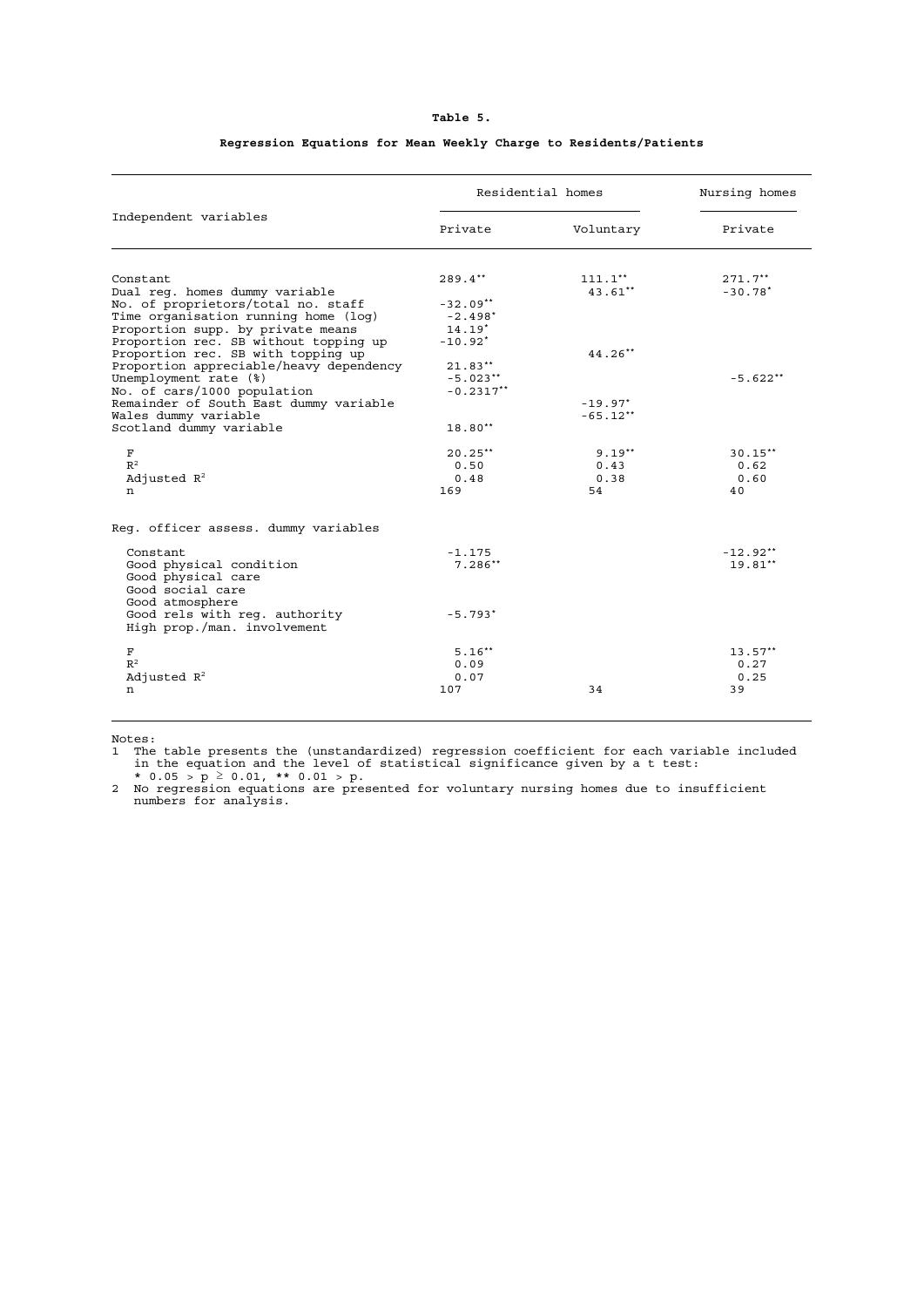**Table 5.**

**Regression Equations for Mean Weekly Charge to Residents/Patients**

| Independent variables | Residential homes | | Nursing homes |
|---|---|---|---|
| | Private | Voluntary | Private |
| Constant | 289.4** | 111.1** | 271.7** |
| Dual reg. homes dummy variable | | 43.61** | -30.78* |
| No. of proprietors/total no. staff | -32.09** | | |
| Time organisation running home (log) | -2.498* | | |
| Proportion supp. by private means | 14.19* | | |
| Proportion rec. SB without topping up | -10.92* | | |
| Proportion rec. SB with topping up | | 44.26** | |
| Proportion appreciable/heavy dependency | 21.83** | | |
| Unemployment rate (%) | -5.023** | | -5.622** |
| No. of cars/1000 population | -0.2317** | | |
| Remainder of South East dummy variable | | -19.97* | |
| Wales dummy variable | | -65.12** | |
| Scotland dummy variable | 18.80** | | |
| F | 20.25** | 9.19** | 30.15** |
| $R^2$ | 0.50 | 0.43 | 0.62 |
| Adjusted $R^2$ | 0.48 | 0.38 | 0.60 |
| n | 169 | 54 | 40 |
| **Reg. officer assess. dummy variables** | | | |
| Constant | -1.175 | | -12.92** |
| Good physical condition | 7.286** | | 19.81** |
| Good physical care | | | |
| Good social care | | | |
| Good atmosphere | | | |
| Good rels with reg. authority | -5.793* | | |
| High prop./man. involvement | | | |
| F | 5.16** | | 13.57** |
| $R^2$ | 0.09 | | 0.27 |
| Adjusted $R^2$ | 0.07 | | 0.25 |
| n | 107 | 34 | 39 |

Notes:

1. The table presents the (unstandardized) regression coefficient for each variable included in the equation and the level of statistical significance given by a t test: * $0.05 > p \geq 0.01$, ** $0.01 > p$.
2. No regression equations are presented for voluntary nursing homes due to insufficient numbers for analysis.